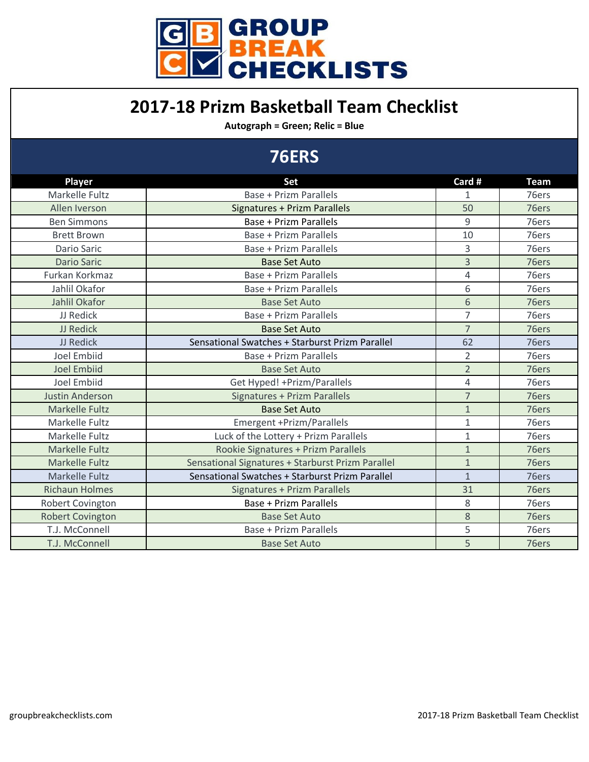GROUP BREAK CHECKLISTS

# 2017-18 Prizm Basketball Team Checklist

**Autograph = Green; Relic = Blue**

## 76ERS

| Player | Set | Card # | Team |
|---|---|---|---|
| Markelle Fultz | Base + Prizm Parallels | 1 | 76ers |
| Allen Iverson | Signatures + Prizm Parallels | 50 | 76ers |
| Ben Simmons | Base + Prizm Parallels | 9 | 76ers |
| Brett Brown | Base + Prizm Parallels | 10 | 76ers |
| Dario Saric | Base + Prizm Parallels | 3 | 76ers |
| Dario Saric | Base Set Auto | 3 | 76ers |
| Furkan Korkmaz | Base + Prizm Parallels | 4 | 76ers |
| Jahlil Okafor | Base + Prizm Parallels | 6 | 76ers |
| Jahlil Okafor | Base Set Auto | 6 | 76ers |
| JJ Redick | Base + Prizm Parallels | 7 | 76ers |
| JJ Redick | Base Set Auto | 7 | 76ers |
| JJ Redick | Sensational Swatches + Starburst Prizm Parallel | 62 | 76ers |
| Joel Embiid | Base + Prizm Parallels | 2 | 76ers |
| Joel Embiid | Base Set Auto | 2 | 76ers |
| Joel Embiid | Get Hyped! +Prizm/Parallels | 4 | 76ers |
| Justin Anderson | Signatures + Prizm Parallels | 7 | 76ers |
| Markelle Fultz | Base Set Auto | 1 | 76ers |
| Markelle Fultz | Emergent +Prizm/Parallels | 1 | 76ers |
| Markelle Fultz | Luck of the Lottery + Prizm Parallels | 1 | 76ers |
| Markelle Fultz | Rookie Signatures + Prizm Parallels | 1 | 76ers |
| Markelle Fultz | Sensational Signatures + Starburst Prizm Parallel | 1 | 76ers |
| Markelle Fultz | Sensational Swatches + Starburst Prizm Parallel | 1 | 76ers |
| Richaun Holmes | Signatures + Prizm Parallels | 31 | 76ers |
| Robert Covington | Base + Prizm Parallels | 8 | 76ers |
| Robert Covington | Base Set Auto | 8 | 76ers |
| T.J. McConnell | Base + Prizm Parallels | 5 | 76ers |
| T.J. McConnell | Base Set Auto | 5 | 76ers |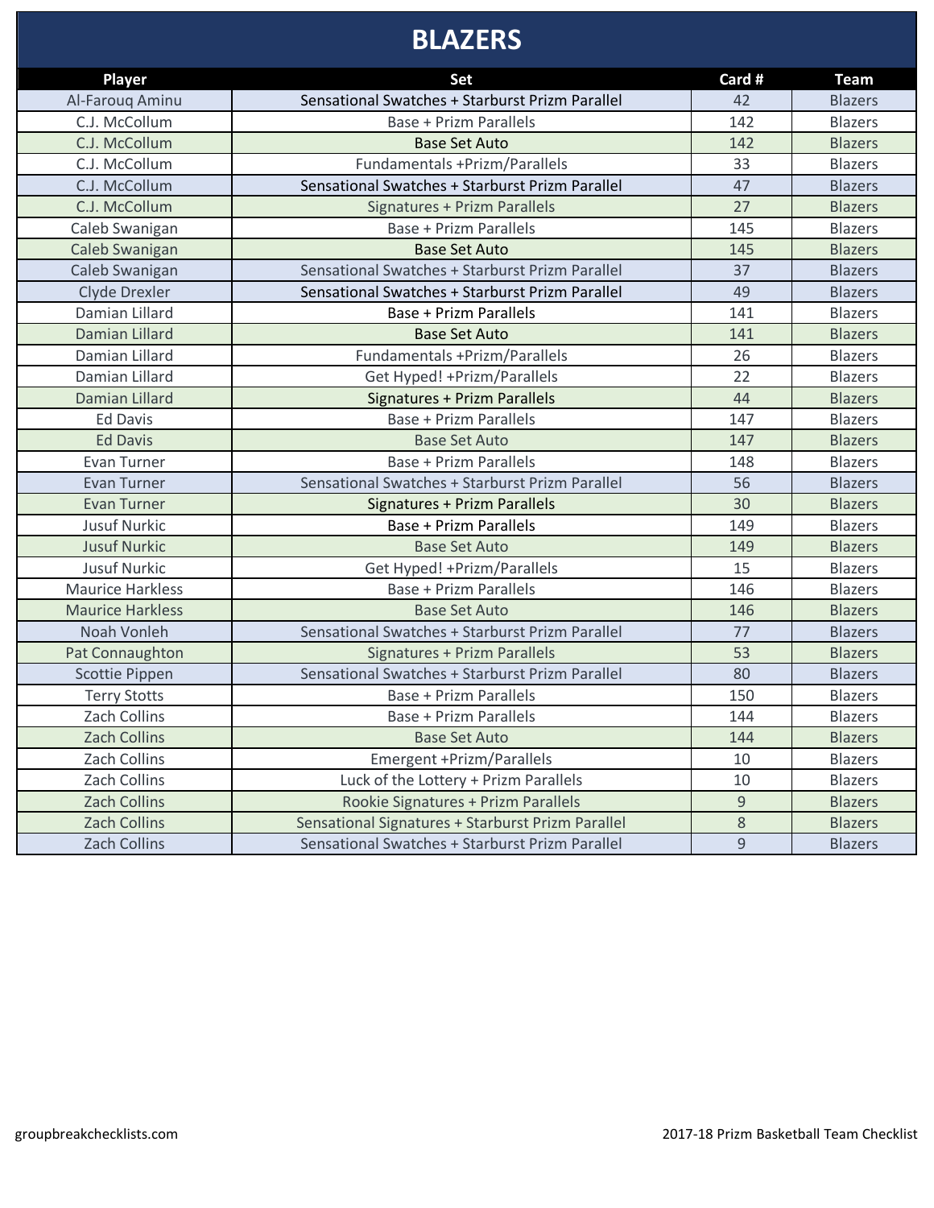# BLAZERS

| Player | Set | Card # | Team |
|---|---|---|---|
| Al-Farouq Aminu | Sensational Swatches + Starburst Prizm Parallel | 42 | Blazers |
| C.J. McCollum | Base + Prizm Parallels | 142 | Blazers |
| C.J. McCollum | Base Set Auto | 142 | Blazers |
| C.J. McCollum | Fundamentals +Prizm/Parallels | 33 | Blazers |
| C.J. McCollum | Sensational Swatches + Starburst Prizm Parallel | 47 | Blazers |
| C.J. McCollum | Signatures + Prizm Parallels | 27 | Blazers |
| Caleb Swanigan | Base + Prizm Parallels | 145 | Blazers |
| Caleb Swanigan | Base Set Auto | 145 | Blazers |
| Caleb Swanigan | Sensational Swatches + Starburst Prizm Parallel | 37 | Blazers |
| Clyde Drexler | Sensational Swatches + Starburst Prizm Parallel | 49 | Blazers |
| Damian Lillard | Base + Prizm Parallels | 141 | Blazers |
| Damian Lillard | Base Set Auto | 141 | Blazers |
| Damian Lillard | Fundamentals +Prizm/Parallels | 26 | Blazers |
| Damian Lillard | Get Hyped! +Prizm/Parallels | 22 | Blazers |
| Damian Lillard | Signatures + Prizm Parallels | 44 | Blazers |
| Ed Davis | Base + Prizm Parallels | 147 | Blazers |
| Ed Davis | Base Set Auto | 147 | Blazers |
| Evan Turner | Base + Prizm Parallels | 148 | Blazers |
| Evan Turner | Sensational Swatches + Starburst Prizm Parallel | 56 | Blazers |
| Evan Turner | Signatures + Prizm Parallels | 30 | Blazers |
| Jusuf Nurkic | Base + Prizm Parallels | 149 | Blazers |
| Jusuf Nurkic | Base Set Auto | 149 | Blazers |
| Jusuf Nurkic | Get Hyped! +Prizm/Parallels | 15 | Blazers |
| Maurice Harkless | Base + Prizm Parallels | 146 | Blazers |
| Maurice Harkless | Base Set Auto | 146 | Blazers |
| Noah Vonleh | Sensational Swatches + Starburst Prizm Parallel | 77 | Blazers |
| Pat Connaughton | Signatures + Prizm Parallels | 53 | Blazers |
| Scottie Pippen | Sensational Swatches + Starburst Prizm Parallel | 80 | Blazers |
| Terry Stotts | Base + Prizm Parallels | 150 | Blazers |
| Zach Collins | Base + Prizm Parallels | 144 | Blazers |
| Zach Collins | Base Set Auto | 144 | Blazers |
| Zach Collins | Emergent +Prizm/Parallels | 10 | Blazers |
| Zach Collins | Luck of the Lottery + Prizm Parallels | 10 | Blazers |
| Zach Collins | Rookie Signatures + Prizm Parallels | 9 | Blazers |
| Zach Collins | Sensational Signatures + Starburst Prizm Parallel | 8 | Blazers |
| Zach Collins | Sensational Swatches + Starburst Prizm Parallel | 9 | Blazers |

groupbreakchecklists.com

2017-18 Prizm Basketball Team Checklist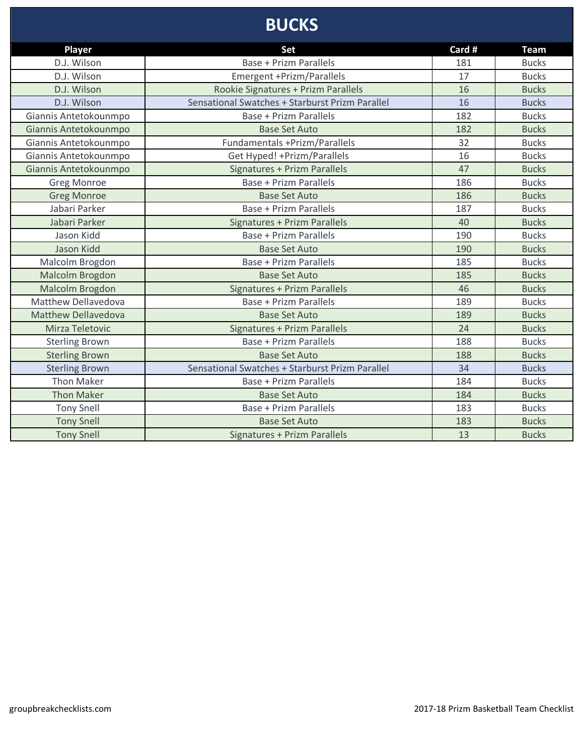# BUCKS

| Player | Set | Card # | Team |
|---|---|---|---|
| D.J. Wilson | Base + Prizm Parallels | 181 | Bucks |
| D.J. Wilson | Emergent +Prizm/Parallels | 17 | Bucks |
| D.J. Wilson | Rookie Signatures + Prizm Parallels | 16 | Bucks |
| D.J. Wilson | Sensational Swatches + Starburst Prizm Parallel | 16 | Bucks |
| Giannis Antetokounmpo | Base + Prizm Parallels | 182 | Bucks |
| Giannis Antetokounmpo | Base Set Auto | 182 | Bucks |
| Giannis Antetokounmpo | Fundamentals +Prizm/Parallels | 32 | Bucks |
| Giannis Antetokounmpo | Get Hyped! +Prizm/Parallels | 16 | Bucks |
| Giannis Antetokounmpo | Signatures + Prizm Parallels | 47 | Bucks |
| Greg Monroe | Base + Prizm Parallels | 186 | Bucks |
| Greg Monroe | Base Set Auto | 186 | Bucks |
| Jabari Parker | Base + Prizm Parallels | 187 | Bucks |
| Jabari Parker | Signatures + Prizm Parallels | 40 | Bucks |
| Jason Kidd | Base + Prizm Parallels | 190 | Bucks |
| Jason Kidd | Base Set Auto | 190 | Bucks |
| Malcolm Brogdon | Base + Prizm Parallels | 185 | Bucks |
| Malcolm Brogdon | Base Set Auto | 185 | Bucks |
| Malcolm Brogdon | Signatures + Prizm Parallels | 46 | Bucks |
| Matthew Dellavedova | Base + Prizm Parallels | 189 | Bucks |
| Matthew Dellavedova | Base Set Auto | 189 | Bucks |
| Mirza Teletovic | Signatures + Prizm Parallels | 24 | Bucks |
| Sterling Brown | Base + Prizm Parallels | 188 | Bucks |
| Sterling Brown | Base Set Auto | 188 | Bucks |
| Sterling Brown | Sensational Swatches + Starburst Prizm Parallel | 34 | Bucks |
| Thon Maker | Base + Prizm Parallels | 184 | Bucks |
| Thon Maker | Base Set Auto | 184 | Bucks |
| Tony Snell | Base + Prizm Parallels | 183 | Bucks |
| Tony Snell | Base Set Auto | 183 | Bucks |
| Tony Snell | Signatures + Prizm Parallels | 13 | Bucks |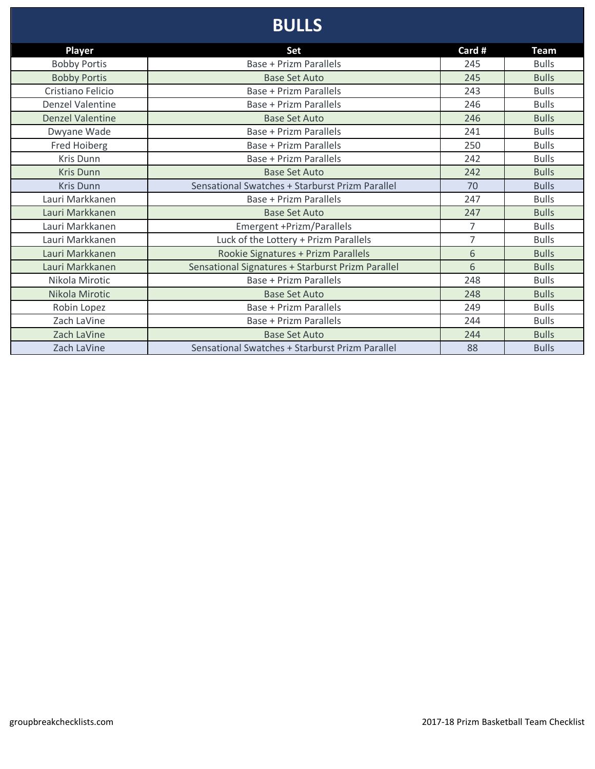# BULLS

| Player | Set | Card # | Team |
|---|---|---|---|
| Bobby Portis | Base + Prizm Parallels | 245 | Bulls |
| Bobby Portis | Base Set Auto | 245 | Bulls |
| Cristiano Felicio | Base + Prizm Parallels | 243 | Bulls |
| Denzel Valentine | Base + Prizm Parallels | 246 | Bulls |
| Denzel Valentine | Base Set Auto | 246 | Bulls |
| Dwyane Wade | Base + Prizm Parallels | 241 | Bulls |
| Fred Hoiberg | Base + Prizm Parallels | 250 | Bulls |
| Kris Dunn | Base + Prizm Parallels | 242 | Bulls |
| Kris Dunn | Base Set Auto | 242 | Bulls |
| Kris Dunn | Sensational Swatches + Starburst Prizm Parallel | 70 | Bulls |
| Lauri Markkanen | Base + Prizm Parallels | 247 | Bulls |
| Lauri Markkanen | Base Set Auto | 247 | Bulls |
| Lauri Markkanen | Emergent +Prizm/Parallels | 7 | Bulls |
| Lauri Markkanen | Luck of the Lottery + Prizm Parallels | 7 | Bulls |
| Lauri Markkanen | Rookie Signatures + Prizm Parallels | 6 | Bulls |
| Lauri Markkanen | Sensational Signatures + Starburst Prizm Parallel | 6 | Bulls |
| Nikola Mirotic | Base + Prizm Parallels | 248 | Bulls |
| Nikola Mirotic | Base Set Auto | 248 | Bulls |
| Robin Lopez | Base + Prizm Parallels | 249 | Bulls |
| Zach LaVine | Base + Prizm Parallels | 244 | Bulls |
| Zach LaVine | Base Set Auto | 244 | Bulls |
| Zach LaVine | Sensational Swatches + Starburst Prizm Parallel | 88 | Bulls |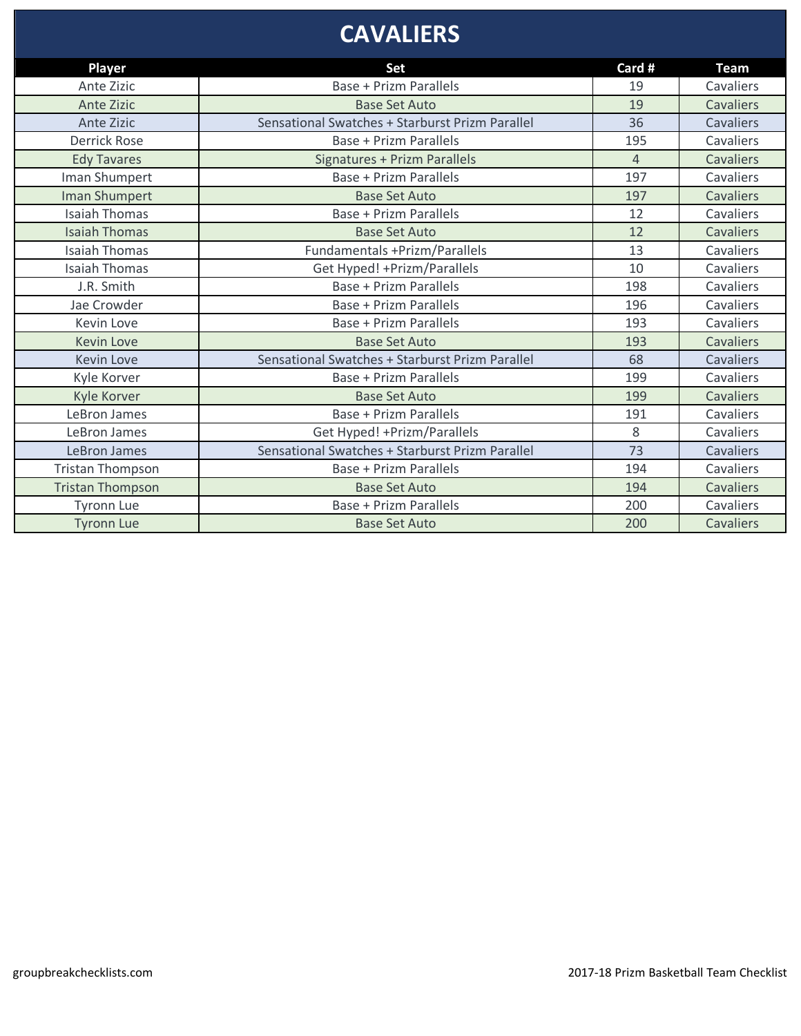# CAVALIERS

| Player | Set | Card # | Team |
|---|---|---|---|
| Ante Zizic | Base + Prizm Parallels | 19 | Cavaliers |
| Ante Zizic | Base Set Auto | 19 | Cavaliers |
| Ante Zizic | Sensational Swatches + Starburst Prizm Parallel | 36 | Cavaliers |
| Derrick Rose | Base + Prizm Parallels | 195 | Cavaliers |
| Edy Tavares | Signatures + Prizm Parallels | 4 | Cavaliers |
| Iman Shumpert | Base + Prizm Parallels | 197 | Cavaliers |
| Iman Shumpert | Base Set Auto | 197 | Cavaliers |
| Isaiah Thomas | Base + Prizm Parallels | 12 | Cavaliers |
| Isaiah Thomas | Base Set Auto | 12 | Cavaliers |
| Isaiah Thomas | Fundamentals +Prizm/Parallels | 13 | Cavaliers |
| Isaiah Thomas | Get Hyped! +Prizm/Parallels | 10 | Cavaliers |
| J.R. Smith | Base + Prizm Parallels | 198 | Cavaliers |
| Jae Crowder | Base + Prizm Parallels | 196 | Cavaliers |
| Kevin Love | Base + Prizm Parallels | 193 | Cavaliers |
| Kevin Love | Base Set Auto | 193 | Cavaliers |
| Kevin Love | Sensational Swatches + Starburst Prizm Parallel | 68 | Cavaliers |
| Kyle Korver | Base + Prizm Parallels | 199 | Cavaliers |
| Kyle Korver | Base Set Auto | 199 | Cavaliers |
| LeBron James | Base + Prizm Parallels | 191 | Cavaliers |
| LeBron James | Get Hyped! +Prizm/Parallels | 8 | Cavaliers |
| LeBron James | Sensational Swatches + Starburst Prizm Parallel | 73 | Cavaliers |
| Tristan Thompson | Base + Prizm Parallels | 194 | Cavaliers |
| Tristan Thompson | Base Set Auto | 194 | Cavaliers |
| Tyronn Lue | Base + Prizm Parallels | 200 | Cavaliers |
| Tyronn Lue | Base Set Auto | 200 | Cavaliers |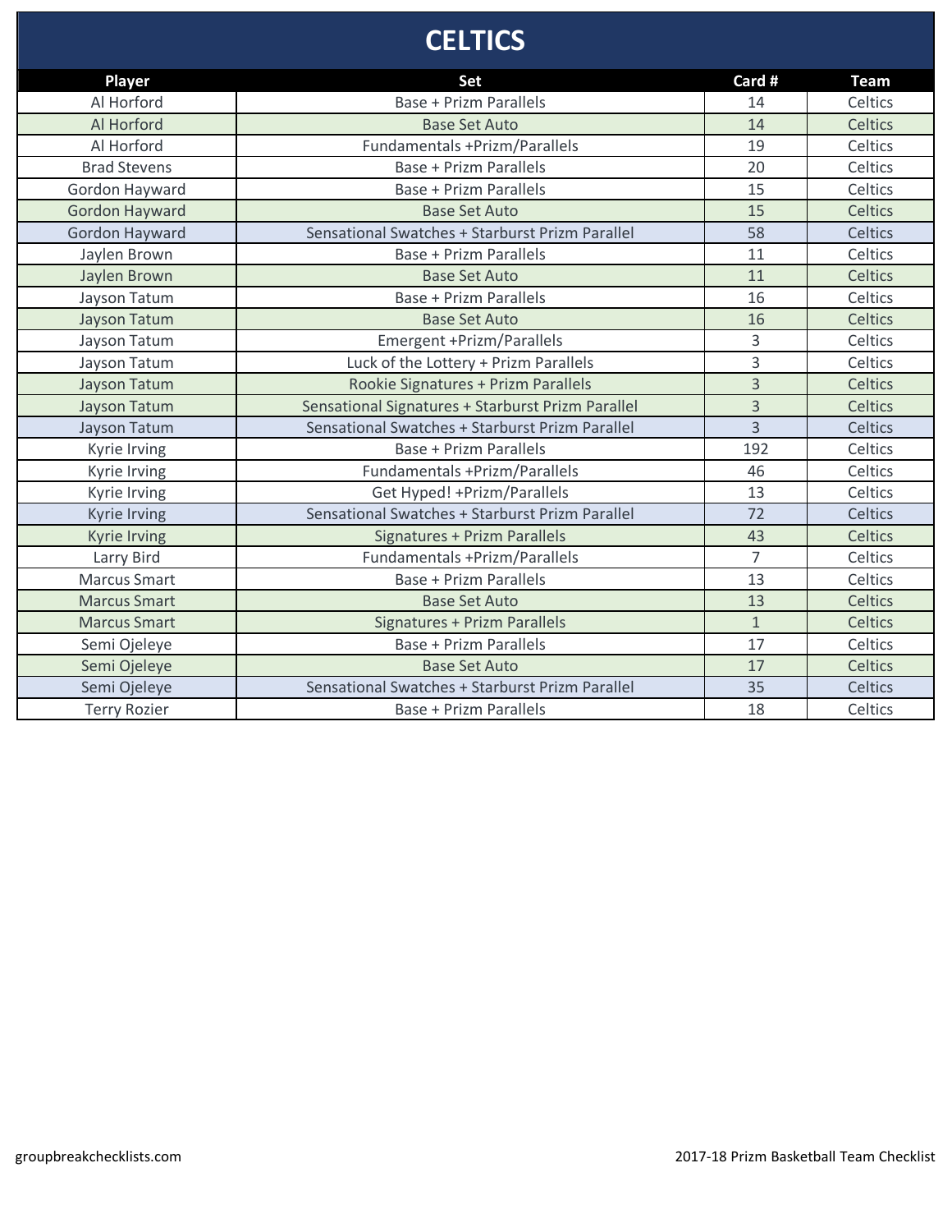# CELTICS

| Player | Set | Card # | Team |
| --- | --- | --- | --- |
| Al Horford | Base + Prizm Parallels | 14 | Celtics |
| Al Horford | Base Set Auto | 14 | Celtics |
| Al Horford | Fundamentals +Prizm/Parallels | 19 | Celtics |
| Brad Stevens | Base + Prizm Parallels | 20 | Celtics |
| Gordon Hayward | Base + Prizm Parallels | 15 | Celtics |
| Gordon Hayward | Base Set Auto | 15 | Celtics |
| Gordon Hayward | Sensational Swatches + Starburst Prizm Parallel | 58 | Celtics |
| Jaylen Brown | Base + Prizm Parallels | 11 | Celtics |
| Jaylen Brown | Base Set Auto | 11 | Celtics |
| Jayson Tatum | Base + Prizm Parallels | 16 | Celtics |
| Jayson Tatum | Base Set Auto | 16 | Celtics |
| Jayson Tatum | Emergent +Prizm/Parallels | 3 | Celtics |
| Jayson Tatum | Luck of the Lottery + Prizm Parallels | 3 | Celtics |
| Jayson Tatum | Rookie Signatures + Prizm Parallels | 3 | Celtics |
| Jayson Tatum | Sensational Signatures + Starburst Prizm Parallel | 3 | Celtics |
| Jayson Tatum | Sensational Swatches + Starburst Prizm Parallel | 3 | Celtics |
| Kyrie Irving | Base + Prizm Parallels | 192 | Celtics |
| Kyrie Irving | Fundamentals +Prizm/Parallels | 46 | Celtics |
| Kyrie Irving | Get Hyped! +Prizm/Parallels | 13 | Celtics |
| Kyrie Irving | Sensational Swatches + Starburst Prizm Parallel | 72 | Celtics |
| Kyrie Irving | Signatures + Prizm Parallels | 43 | Celtics |
| Larry Bird | Fundamentals +Prizm/Parallels | 7 | Celtics |
| Marcus Smart | Base + Prizm Parallels | 13 | Celtics |
| Marcus Smart | Base Set Auto | 13 | Celtics |
| Marcus Smart | Signatures + Prizm Parallels | 1 | Celtics |
| Semi Ojeleye | Base + Prizm Parallels | 17 | Celtics |
| Semi Ojeleye | Base Set Auto | 17 | Celtics |
| Semi Ojeleye | Sensational Swatches + Starburst Prizm Parallel | 35 | Celtics |
| Terry Rozier | Base + Prizm Parallels | 18 | Celtics |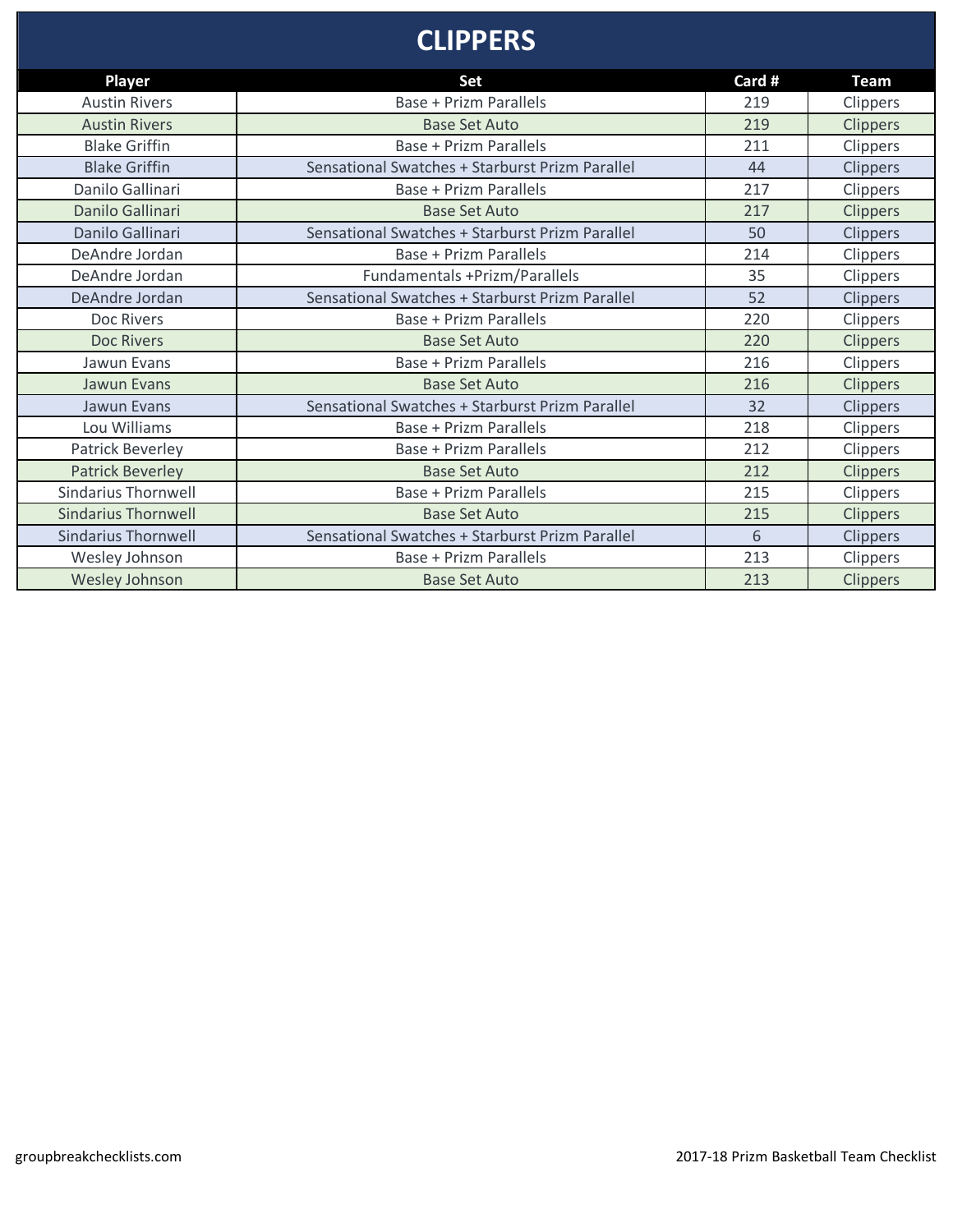# CLIPPERS

| Player | Set | Card # | Team |
|---|---|---|---|
| Austin Rivers | Base + Prizm Parallels | 219 | Clippers |
| Austin Rivers | Base Set Auto | 219 | Clippers |
| Blake Griffin | Base + Prizm Parallels | 211 | Clippers |
| Blake Griffin | Sensational Swatches + Starburst Prizm Parallel | 44 | Clippers |
| Danilo Gallinari | Base + Prizm Parallels | 217 | Clippers |
| Danilo Gallinari | Base Set Auto | 217 | Clippers |
| Danilo Gallinari | Sensational Swatches + Starburst Prizm Parallel | 50 | Clippers |
| DeAndre Jordan | Base + Prizm Parallels | 214 | Clippers |
| DeAndre Jordan | Fundamentals +Prizm/Parallels | 35 | Clippers |
| DeAndre Jordan | Sensational Swatches + Starburst Prizm Parallel | 52 | Clippers |
| Doc Rivers | Base + Prizm Parallels | 220 | Clippers |
| Doc Rivers | Base Set Auto | 220 | Clippers |
| Jawun Evans | Base + Prizm Parallels | 216 | Clippers |
| Jawun Evans | Base Set Auto | 216 | Clippers |
| Jawun Evans | Sensational Swatches + Starburst Prizm Parallel | 32 | Clippers |
| Lou Williams | Base + Prizm Parallels | 218 | Clippers |
| Patrick Beverley | Base + Prizm Parallels | 212 | Clippers |
| Patrick Beverley | Base Set Auto | 212 | Clippers |
| Sindarius Thornwell | Base + Prizm Parallels | 215 | Clippers |
| Sindarius Thornwell | Base Set Auto | 215 | Clippers |
| Sindarius Thornwell | Sensational Swatches + Starburst Prizm Parallel | 6 | Clippers |
| Wesley Johnson | Base + Prizm Parallels | 213 | Clippers |
| Wesley Johnson | Base Set Auto | 213 | Clippers |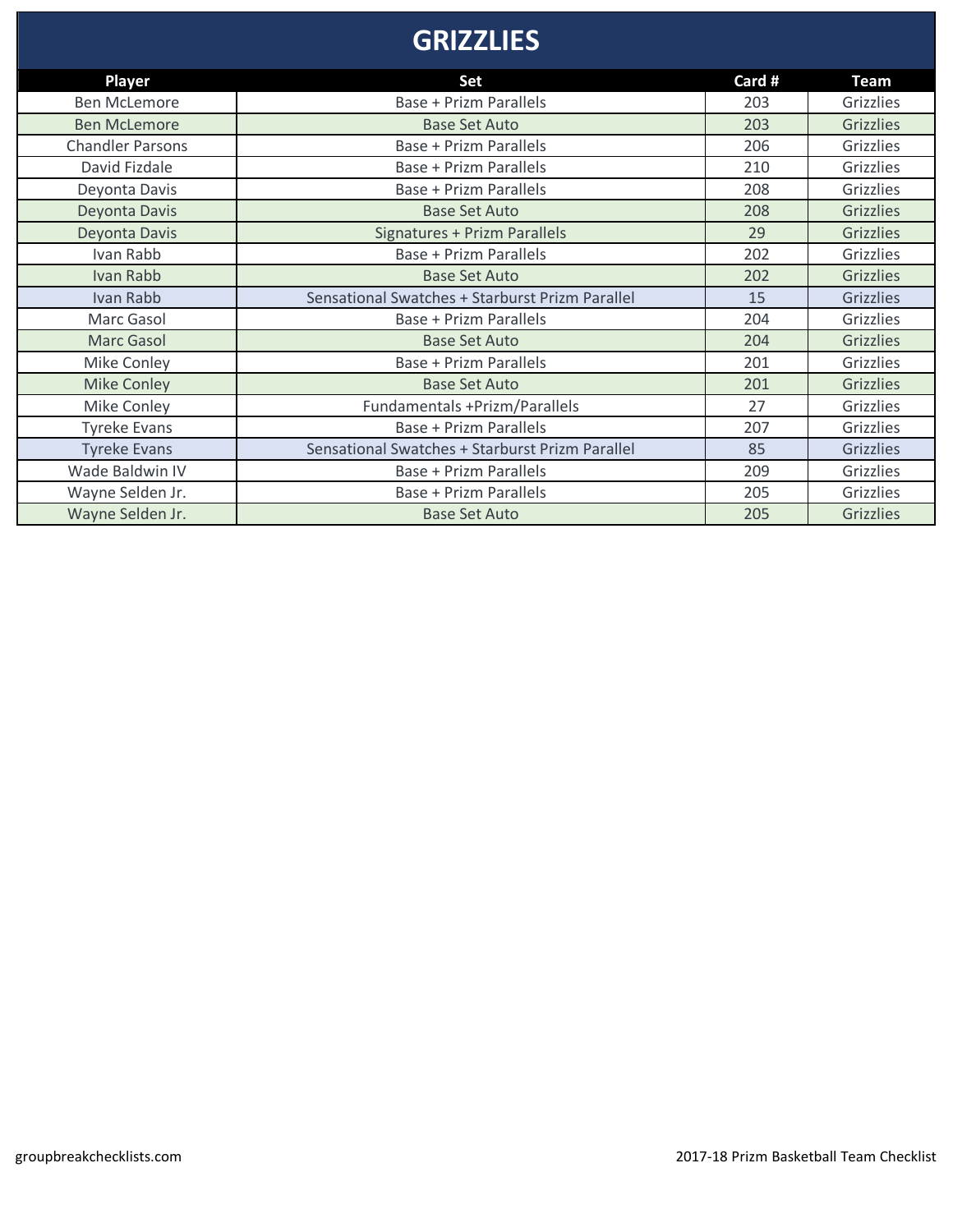# GRIZZLIES

| Player | Set | Card # | Team |
|---|---|---|---|
| Ben McLemore | Base + Prizm Parallels | 203 | Grizzlies |
| Ben McLemore | Base Set Auto | 203 | Grizzlies |
| Chandler Parsons | Base + Prizm Parallels | 206 | Grizzlies |
| David Fizdale | Base + Prizm Parallels | 210 | Grizzlies |
| Deyonta Davis | Base + Prizm Parallels | 208 | Grizzlies |
| Deyonta Davis | Base Set Auto | 208 | Grizzlies |
| Deyonta Davis | Signatures + Prizm Parallels | 29 | Grizzlies |
| Ivan Rabb | Base + Prizm Parallels | 202 | Grizzlies |
| Ivan Rabb | Base Set Auto | 202 | Grizzlies |
| Ivan Rabb | Sensational Swatches + Starburst Prizm Parallel | 15 | Grizzlies |
| Marc Gasol | Base + Prizm Parallels | 204 | Grizzlies |
| Marc Gasol | Base Set Auto | 204 | Grizzlies |
| Mike Conley | Base + Prizm Parallels | 201 | Grizzlies |
| Mike Conley | Base Set Auto | 201 | Grizzlies |
| Mike Conley | Fundamentals +Prizm/Parallels | 27 | Grizzlies |
| Tyreke Evans | Base + Prizm Parallels | 207 | Grizzlies |
| Tyreke Evans | Sensational Swatches + Starburst Prizm Parallel | 85 | Grizzlies |
| Wade Baldwin IV | Base + Prizm Parallels | 209 | Grizzlies |
| Wayne Selden Jr. | Base + Prizm Parallels | 205 | Grizzlies |
| Wayne Selden Jr. | Base Set Auto | 205 | Grizzlies |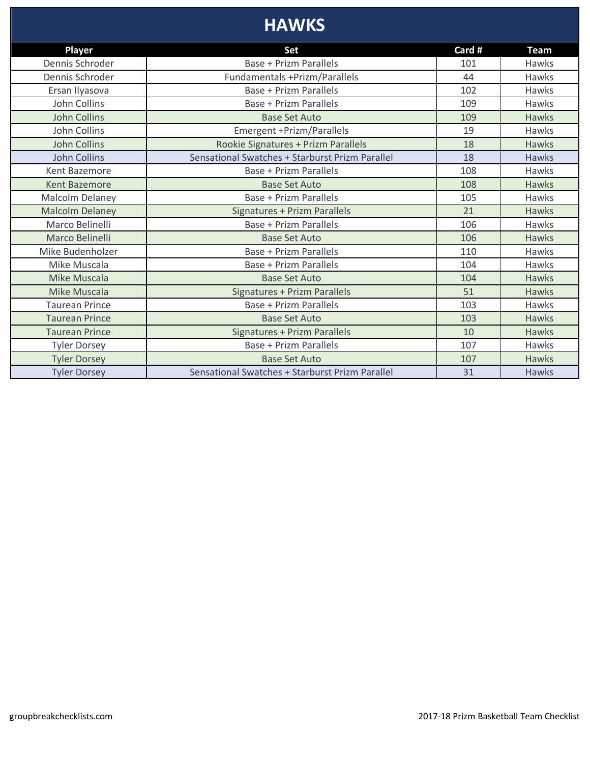# HAWKS

| Player | Set | Card # | Team |
|---|---|---|---|
| Dennis Schroder | Base + Prizm Parallels | 101 | Hawks |
| Dennis Schroder | Fundamentals +Prizm/Parallels | 44 | Hawks |
| Ersan Ilyasova | Base + Prizm Parallels | 102 | Hawks |
| John Collins | Base + Prizm Parallels | 109 | Hawks |
| John Collins | Base Set Auto | 109 | Hawks |
| John Collins | Emergent +Prizm/Parallels | 19 | Hawks |
| John Collins | Rookie Signatures + Prizm Parallels | 18 | Hawks |
| John Collins | Sensational Swatches + Starburst Prizm Parallel | 18 | Hawks |
| Kent Bazemore | Base + Prizm Parallels | 108 | Hawks |
| Kent Bazemore | Base Set Auto | 108 | Hawks |
| Malcolm Delaney | Base + Prizm Parallels | 105 | Hawks |
| Malcolm Delaney | Signatures + Prizm Parallels | 21 | Hawks |
| Marco Belinelli | Base + Prizm Parallels | 106 | Hawks |
| Marco Belinelli | Base Set Auto | 106 | Hawks |
| Mike Budenholzer | Base + Prizm Parallels | 110 | Hawks |
| Mike Muscala | Base + Prizm Parallels | 104 | Hawks |
| Mike Muscala | Base Set Auto | 104 | Hawks |
| Mike Muscala | Signatures + Prizm Parallels | 51 | Hawks |
| Taurean Prince | Base + Prizm Parallels | 103 | Hawks |
| Taurean Prince | Base Set Auto | 103 | Hawks |
| Taurean Prince | Signatures + Prizm Parallels | 10 | Hawks |
| Tyler Dorsey | Base + Prizm Parallels | 107 | Hawks |
| Tyler Dorsey | Base Set Auto | 107 | Hawks |
| Tyler Dorsey | Sensational Swatches + Starburst Prizm Parallel | 31 | Hawks |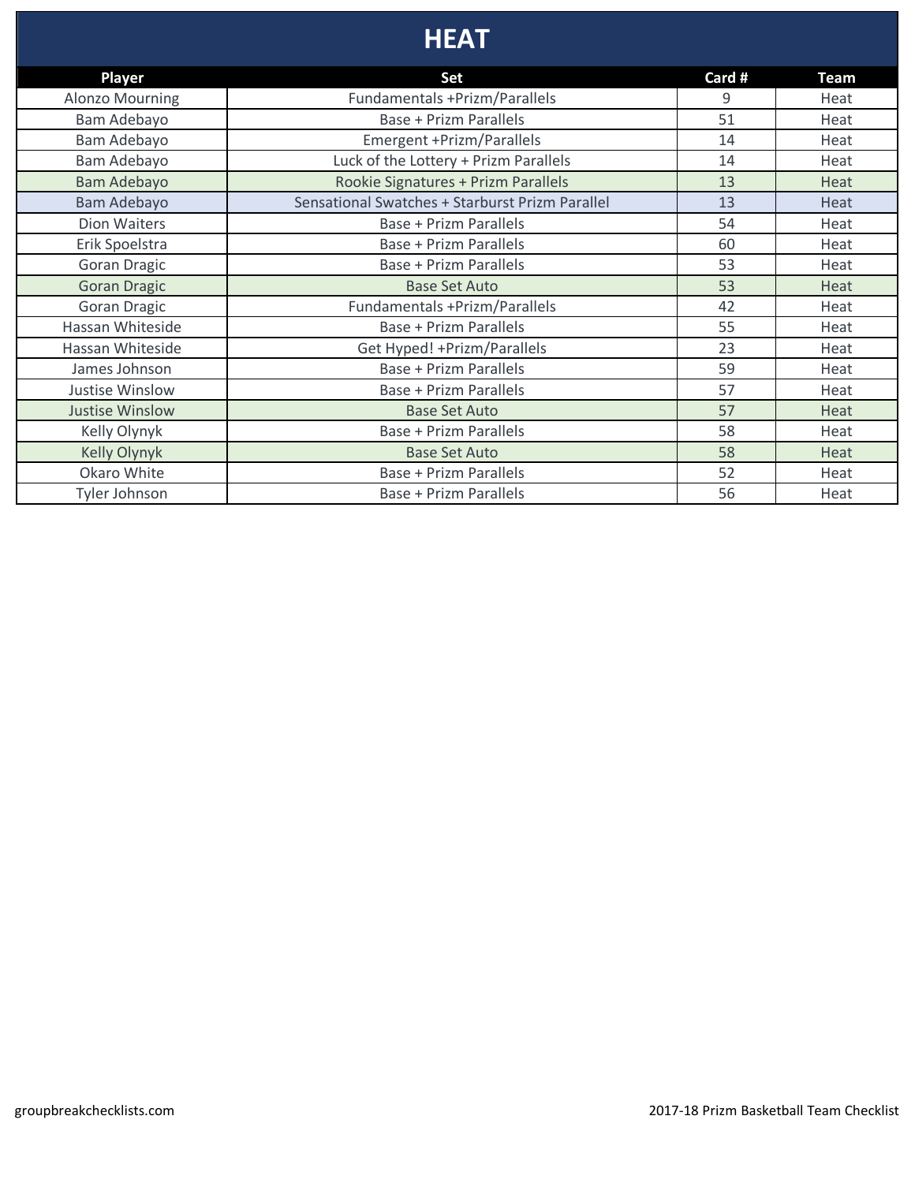# HEAT

| Player | Set | Card # | Team |
|---|---|---|---|
| Alonzo Mourning | Fundamentals +Prizm/Parallels | 9 | Heat |
| Bam Adebayo | Base + Prizm Parallels | 51 | Heat |
| Bam Adebayo | Emergent +Prizm/Parallels | 14 | Heat |
| Bam Adebayo | Luck of the Lottery + Prizm Parallels | 14 | Heat |
| Bam Adebayo | Rookie Signatures + Prizm Parallels | 13 | Heat |
| Bam Adebayo | Sensational Swatches + Starburst Prizm Parallel | 13 | Heat |
| Dion Waiters | Base + Prizm Parallels | 54 | Heat |
| Erik Spoelstra | Base + Prizm Parallels | 60 | Heat |
| Goran Dragic | Base + Prizm Parallels | 53 | Heat |
| Goran Dragic | Base Set Auto | 53 | Heat |
| Goran Dragic | Fundamentals +Prizm/Parallels | 42 | Heat |
| Hassan Whiteside | Base + Prizm Parallels | 55 | Heat |
| Hassan Whiteside | Get Hyped! +Prizm/Parallels | 23 | Heat |
| James Johnson | Base + Prizm Parallels | 59 | Heat |
| Justise Winslow | Base + Prizm Parallels | 57 | Heat |
| Justise Winslow | Base Set Auto | 57 | Heat |
| Kelly Olynyk | Base + Prizm Parallels | 58 | Heat |
| Kelly Olynyk | Base Set Auto | 58 | Heat |
| Okaro White | Base + Prizm Parallels | 52 | Heat |
| Tyler Johnson | Base + Prizm Parallels | 56 | Heat |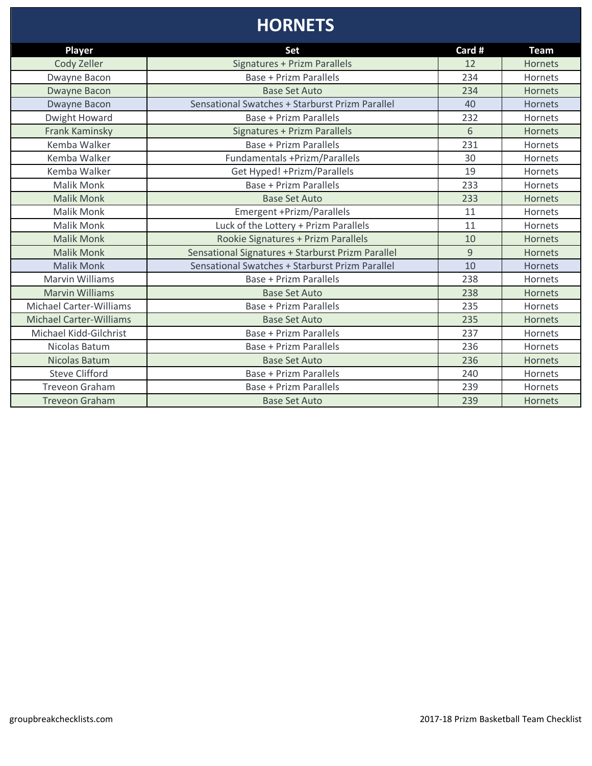# HORNETS

| Player | Set | Card # | Team |
|---|---|---|---|
| Cody Zeller | Signatures + Prizm Parallels | 12 | Hornets |
| Dwayne Bacon | Base + Prizm Parallels | 234 | Hornets |
| Dwayne Bacon | Base Set Auto | 234 | Hornets |
| Dwayne Bacon | Sensational Swatches + Starburst Prizm Parallel | 40 | Hornets |
| Dwight Howard | Base + Prizm Parallels | 232 | Hornets |
| Frank Kaminsky | Signatures + Prizm Parallels | 6 | Hornets |
| Kemba Walker | Base + Prizm Parallels | 231 | Hornets |
| Kemba Walker | Fundamentals +Prizm/Parallels | 30 | Hornets |
| Kemba Walker | Get Hyped! +Prizm/Parallels | 19 | Hornets |
| Malik Monk | Base + Prizm Parallels | 233 | Hornets |
| Malik Monk | Base Set Auto | 233 | Hornets |
| Malik Monk | Emergent +Prizm/Parallels | 11 | Hornets |
| Malik Monk | Luck of the Lottery + Prizm Parallels | 11 | Hornets |
| Malik Monk | Rookie Signatures + Prizm Parallels | 10 | Hornets |
| Malik Monk | Sensational Signatures + Starburst Prizm Parallel | 9 | Hornets |
| Malik Monk | Sensational Swatches + Starburst Prizm Parallel | 10 | Hornets |
| Marvin Williams | Base + Prizm Parallels | 238 | Hornets |
| Marvin Williams | Base Set Auto | 238 | Hornets |
| Michael Carter-Williams | Base + Prizm Parallels | 235 | Hornets |
| Michael Carter-Williams | Base Set Auto | 235 | Hornets |
| Michael Kidd-Gilchrist | Base + Prizm Parallels | 237 | Hornets |
| Nicolas Batum | Base + Prizm Parallels | 236 | Hornets |
| Nicolas Batum | Base Set Auto | 236 | Hornets |
| Steve Clifford | Base + Prizm Parallels | 240 | Hornets |
| Treveon Graham | Base + Prizm Parallels | 239 | Hornets |
| Treveon Graham | Base Set Auto | 239 | Hornets |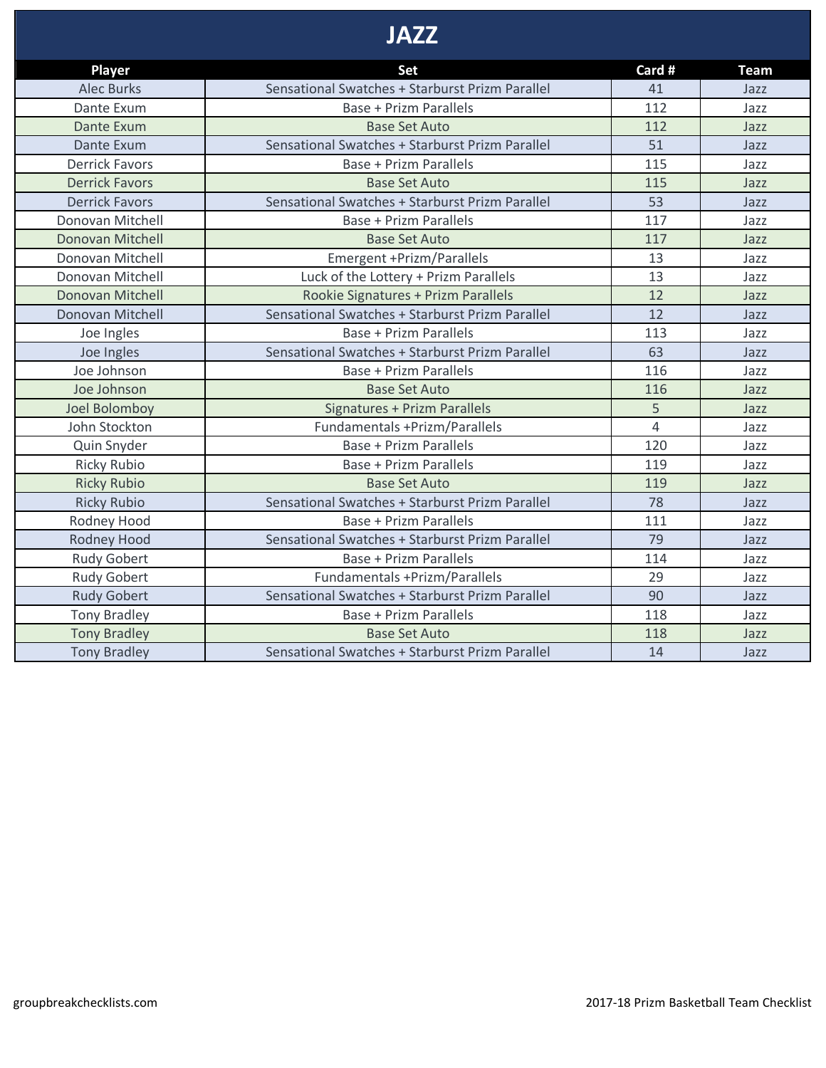# JAZZ

| Player | Set | Card # | Team |
|---|---|---|---|
| Alec Burks | Sensational Swatches + Starburst Prizm Parallel | 41 | Jazz |
| Dante Exum | Base + Prizm Parallels | 112 | Jazz |
| Dante Exum | Base Set Auto | 112 | Jazz |
| Dante Exum | Sensational Swatches + Starburst Prizm Parallel | 51 | Jazz |
| Derrick Favors | Base + Prizm Parallels | 115 | Jazz |
| Derrick Favors | Base Set Auto | 115 | Jazz |
| Derrick Favors | Sensational Swatches + Starburst Prizm Parallel | 53 | Jazz |
| Donovan Mitchell | Base + Prizm Parallels | 117 | Jazz |
| Donovan Mitchell | Base Set Auto | 117 | Jazz |
| Donovan Mitchell | Emergent +Prizm/Parallels | 13 | Jazz |
| Donovan Mitchell | Luck of the Lottery + Prizm Parallels | 13 | Jazz |
| Donovan Mitchell | Rookie Signatures + Prizm Parallels | 12 | Jazz |
| Donovan Mitchell | Sensational Swatches + Starburst Prizm Parallel | 12 | Jazz |
| Joe Ingles | Base + Prizm Parallels | 113 | Jazz |
| Joe Ingles | Sensational Swatches + Starburst Prizm Parallel | 63 | Jazz |
| Joe Johnson | Base + Prizm Parallels | 116 | Jazz |
| Joe Johnson | Base Set Auto | 116 | Jazz |
| Joel Bolomboy | Signatures + Prizm Parallels | 5 | Jazz |
| John Stockton | Fundamentals +Prizm/Parallels | 4 | Jazz |
| Quin Snyder | Base + Prizm Parallels | 120 | Jazz |
| Ricky Rubio | Base + Prizm Parallels | 119 | Jazz |
| Ricky Rubio | Base Set Auto | 119 | Jazz |
| Ricky Rubio | Sensational Swatches + Starburst Prizm Parallel | 78 | Jazz |
| Rodney Hood | Base + Prizm Parallels | 111 | Jazz |
| Rodney Hood | Sensational Swatches + Starburst Prizm Parallel | 79 | Jazz |
| Rudy Gobert | Base + Prizm Parallels | 114 | Jazz |
| Rudy Gobert | Fundamentals +Prizm/Parallels | 29 | Jazz |
| Rudy Gobert | Sensational Swatches + Starburst Prizm Parallel | 90 | Jazz |
| Tony Bradley | Base + Prizm Parallels | 118 | Jazz |
| Tony Bradley | Base Set Auto | 118 | Jazz |
| Tony Bradley | Sensational Swatches + Starburst Prizm Parallel | 14 | Jazz |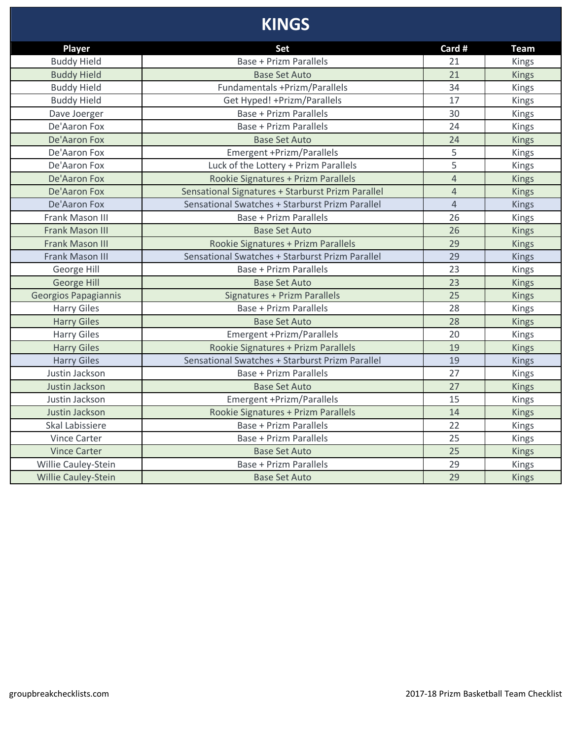# KINGS

| Player | Set | Card # | Team |
|---|---|---|---|
| Buddy Hield | Base + Prizm Parallels | 21 | Kings |
| Buddy Hield | Base Set Auto | 21 | Kings |
| Buddy Hield | Fundamentals +Prizm/Parallels | 34 | Kings |
| Buddy Hield | Get Hyped! +Prizm/Parallels | 17 | Kings |
| Dave Joerger | Base + Prizm Parallels | 30 | Kings |
| De'Aaron Fox | Base + Prizm Parallels | 24 | Kings |
| De'Aaron Fox | Base Set Auto | 24 | Kings |
| De'Aaron Fox | Emergent +Prizm/Parallels | 5 | Kings |
| De'Aaron Fox | Luck of the Lottery + Prizm Parallels | 5 | Kings |
| De'Aaron Fox | Rookie Signatures + Prizm Parallels | 4 | Kings |
| De'Aaron Fox | Sensational Signatures + Starburst Prizm Parallel | 4 | Kings |
| De'Aaron Fox | Sensational Swatches + Starburst Prizm Parallel | 4 | Kings |
| Frank Mason III | Base + Prizm Parallels | 26 | Kings |
| Frank Mason III | Base Set Auto | 26 | Kings |
| Frank Mason III | Rookie Signatures + Prizm Parallels | 29 | Kings |
| Frank Mason III | Sensational Swatches + Starburst Prizm Parallel | 29 | Kings |
| George Hill | Base + Prizm Parallels | 23 | Kings |
| George Hill | Base Set Auto | 23 | Kings |
| Georgios Papagiannis | Signatures + Prizm Parallels | 25 | Kings |
| Harry Giles | Base + Prizm Parallels | 28 | Kings |
| Harry Giles | Base Set Auto | 28 | Kings |
| Harry Giles | Emergent +Prizm/Parallels | 20 | Kings |
| Harry Giles | Rookie Signatures + Prizm Parallels | 19 | Kings |
| Harry Giles | Sensational Swatches + Starburst Prizm Parallel | 19 | Kings |
| Justin Jackson | Base + Prizm Parallels | 27 | Kings |
| Justin Jackson | Base Set Auto | 27 | Kings |
| Justin Jackson | Emergent +Prizm/Parallels | 15 | Kings |
| Justin Jackson | Rookie Signatures + Prizm Parallels | 14 | Kings |
| Skal Labissiere | Base + Prizm Parallels | 22 | Kings |
| Vince Carter | Base + Prizm Parallels | 25 | Kings |
| Vince Carter | Base Set Auto | 25 | Kings |
| Willie Cauley-Stein | Base + Prizm Parallels | 29 | Kings |
| Willie Cauley-Stein | Base Set Auto | 29 | Kings |

groupbreakchecklists.com

2017-18 Prizm Basketball Team Checklist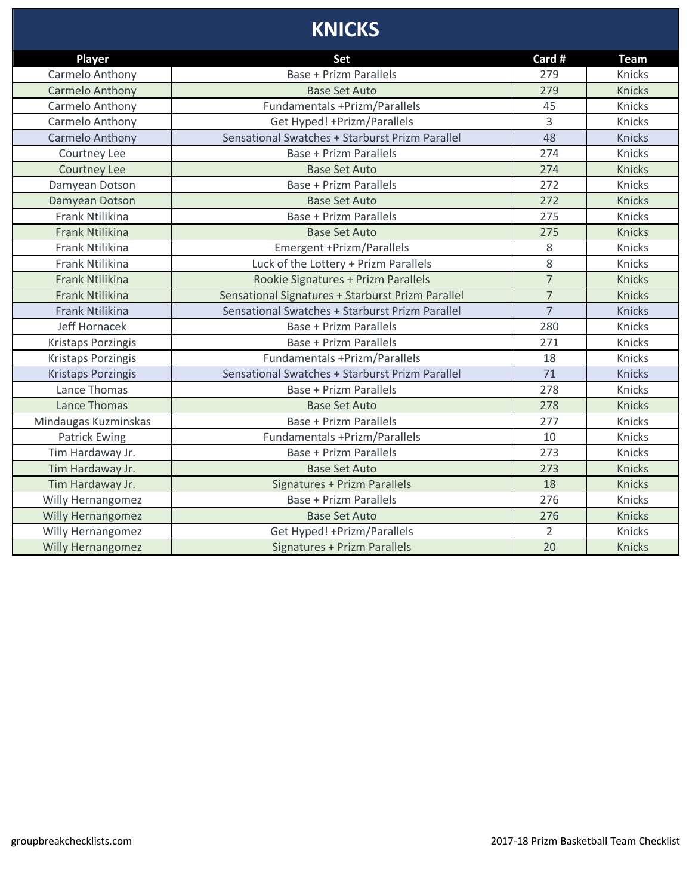# KNICKS

| Player | Set | Card # | Team |
|---|---|---|---|
| Carmelo Anthony | Base + Prizm Parallels | 279 | Knicks |
| Carmelo Anthony | Base Set Auto | 279 | Knicks |
| Carmelo Anthony | Fundamentals +Prizm/Parallels | 45 | Knicks |
| Carmelo Anthony | Get Hyped! +Prizm/Parallels | 3 | Knicks |
| Carmelo Anthony | Sensational Swatches + Starburst Prizm Parallel | 48 | Knicks |
| Courtney Lee | Base + Prizm Parallels | 274 | Knicks |
| Courtney Lee | Base Set Auto | 274 | Knicks |
| Damyean Dotson | Base + Prizm Parallels | 272 | Knicks |
| Damyean Dotson | Base Set Auto | 272 | Knicks |
| Frank Ntilikina | Base + Prizm Parallels | 275 | Knicks |
| Frank Ntilikina | Base Set Auto | 275 | Knicks |
| Frank Ntilikina | Emergent +Prizm/Parallels | 8 | Knicks |
| Frank Ntilikina | Luck of the Lottery + Prizm Parallels | 8 | Knicks |
| Frank Ntilikina | Rookie Signatures + Prizm Parallels | 7 | Knicks |
| Frank Ntilikina | Sensational Signatures + Starburst Prizm Parallel | 7 | Knicks |
| Frank Ntilikina | Sensational Swatches + Starburst Prizm Parallel | 7 | Knicks |
| Jeff Hornacek | Base + Prizm Parallels | 280 | Knicks |
| Kristaps Porzingis | Base + Prizm Parallels | 271 | Knicks |
| Kristaps Porzingis | Fundamentals +Prizm/Parallels | 18 | Knicks |
| Kristaps Porzingis | Sensational Swatches + Starburst Prizm Parallel | 71 | Knicks |
| Lance Thomas | Base + Prizm Parallels | 278 | Knicks |
| Lance Thomas | Base Set Auto | 278 | Knicks |
| Mindaugas Kuzminskas | Base + Prizm Parallels | 277 | Knicks |
| Patrick Ewing | Fundamentals +Prizm/Parallels | 10 | Knicks |
| Tim Hardaway Jr. | Base + Prizm Parallels | 273 | Knicks |
| Tim Hardaway Jr. | Base Set Auto | 273 | Knicks |
| Tim Hardaway Jr. | Signatures + Prizm Parallels | 18 | Knicks |
| Willy Hernangomez | Base + Prizm Parallels | 276 | Knicks |
| Willy Hernangomez | Base Set Auto | 276 | Knicks |
| Willy Hernangomez | Get Hyped! +Prizm/Parallels | 2 | Knicks |
| Willy Hernangomez | Signatures + Prizm Parallels | 20 | Knicks |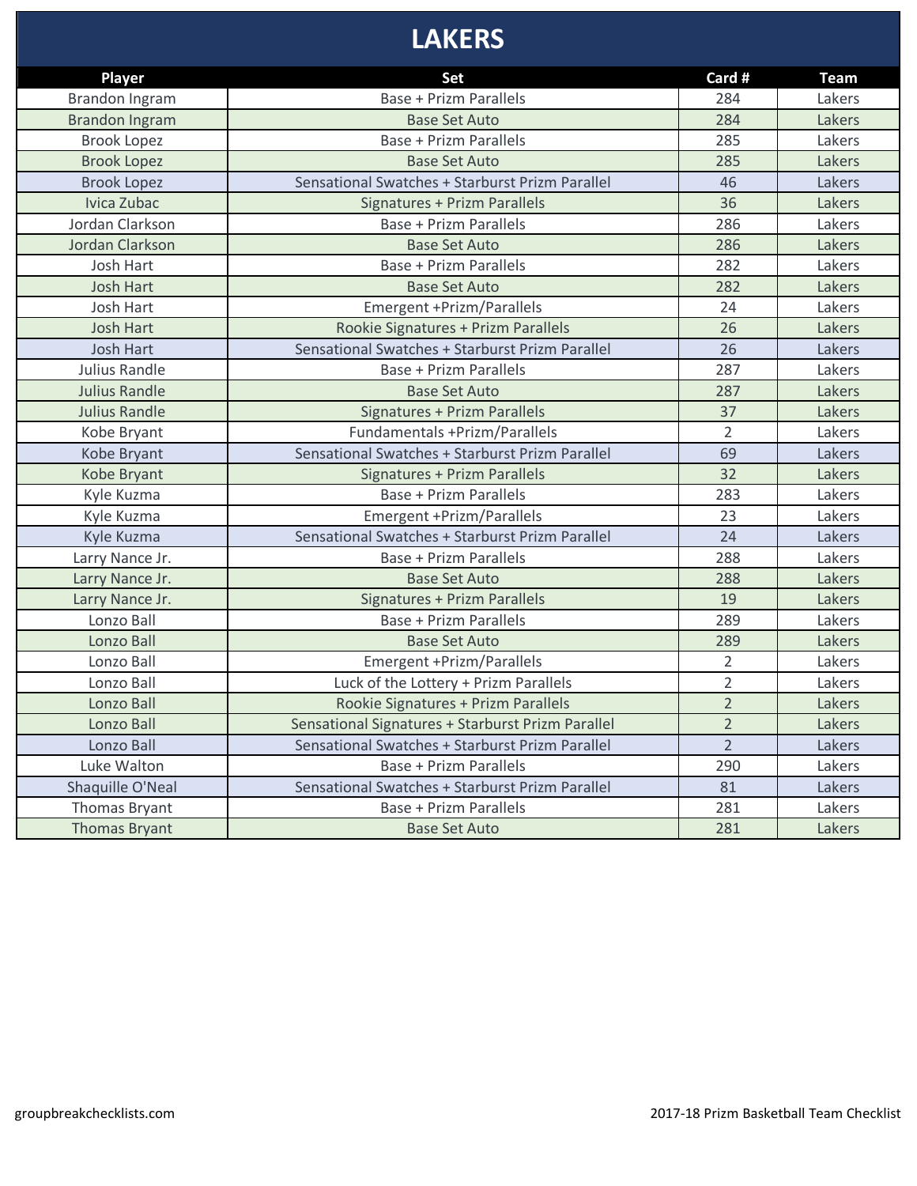# LAKERS

| Player | Set | Card # | Team |
|---|---|---|---|
| Brandon Ingram | Base + Prizm Parallels | 284 | Lakers |
| Brandon Ingram | Base Set Auto | 284 | Lakers |
| Brook Lopez | Base + Prizm Parallels | 285 | Lakers |
| Brook Lopez | Base Set Auto | 285 | Lakers |
| Brook Lopez | Sensational Swatches + Starburst Prizm Parallel | 46 | Lakers |
| Ivica Zubac | Signatures + Prizm Parallels | 36 | Lakers |
| Jordan Clarkson | Base + Prizm Parallels | 286 | Lakers |
| Jordan Clarkson | Base Set Auto | 286 | Lakers |
| Josh Hart | Base + Prizm Parallels | 282 | Lakers |
| Josh Hart | Base Set Auto | 282 | Lakers |
| Josh Hart | Emergent +Prizm/Parallels | 24 | Lakers |
| Josh Hart | Rookie Signatures + Prizm Parallels | 26 | Lakers |
| Josh Hart | Sensational Swatches + Starburst Prizm Parallel | 26 | Lakers |
| Julius Randle | Base + Prizm Parallels | 287 | Lakers |
| Julius Randle | Base Set Auto | 287 | Lakers |
| Julius Randle | Signatures + Prizm Parallels | 37 | Lakers |
| Kobe Bryant | Fundamentals +Prizm/Parallels | 2 | Lakers |
| Kobe Bryant | Sensational Swatches + Starburst Prizm Parallel | 69 | Lakers |
| Kobe Bryant | Signatures + Prizm Parallels | 32 | Lakers |
| Kyle Kuzma | Base + Prizm Parallels | 283 | Lakers |
| Kyle Kuzma | Emergent +Prizm/Parallels | 23 | Lakers |
| Kyle Kuzma | Sensational Swatches + Starburst Prizm Parallel | 24 | Lakers |
| Larry Nance Jr. | Base + Prizm Parallels | 288 | Lakers |
| Larry Nance Jr. | Base Set Auto | 288 | Lakers |
| Larry Nance Jr. | Signatures + Prizm Parallels | 19 | Lakers |
| Lonzo Ball | Base + Prizm Parallels | 289 | Lakers |
| Lonzo Ball | Base Set Auto | 289 | Lakers |
| Lonzo Ball | Emergent +Prizm/Parallels | 2 | Lakers |
| Lonzo Ball | Luck of the Lottery + Prizm Parallels | 2 | Lakers |
| Lonzo Ball | Rookie Signatures + Prizm Parallels | 2 | Lakers |
| Lonzo Ball | Sensational Signatures + Starburst Prizm Parallel | 2 | Lakers |
| Lonzo Ball | Sensational Swatches + Starburst Prizm Parallel | 2 | Lakers |
| Luke Walton | Base + Prizm Parallels | 290 | Lakers |
| Shaquille O'Neal | Sensational Swatches + Starburst Prizm Parallel | 81 | Lakers |
| Thomas Bryant | Base + Prizm Parallels | 281 | Lakers |
| Thomas Bryant | Base Set Auto | 281 | Lakers |

groupbreakchecklists.com

2017-18 Prizm Basketball Team Checklist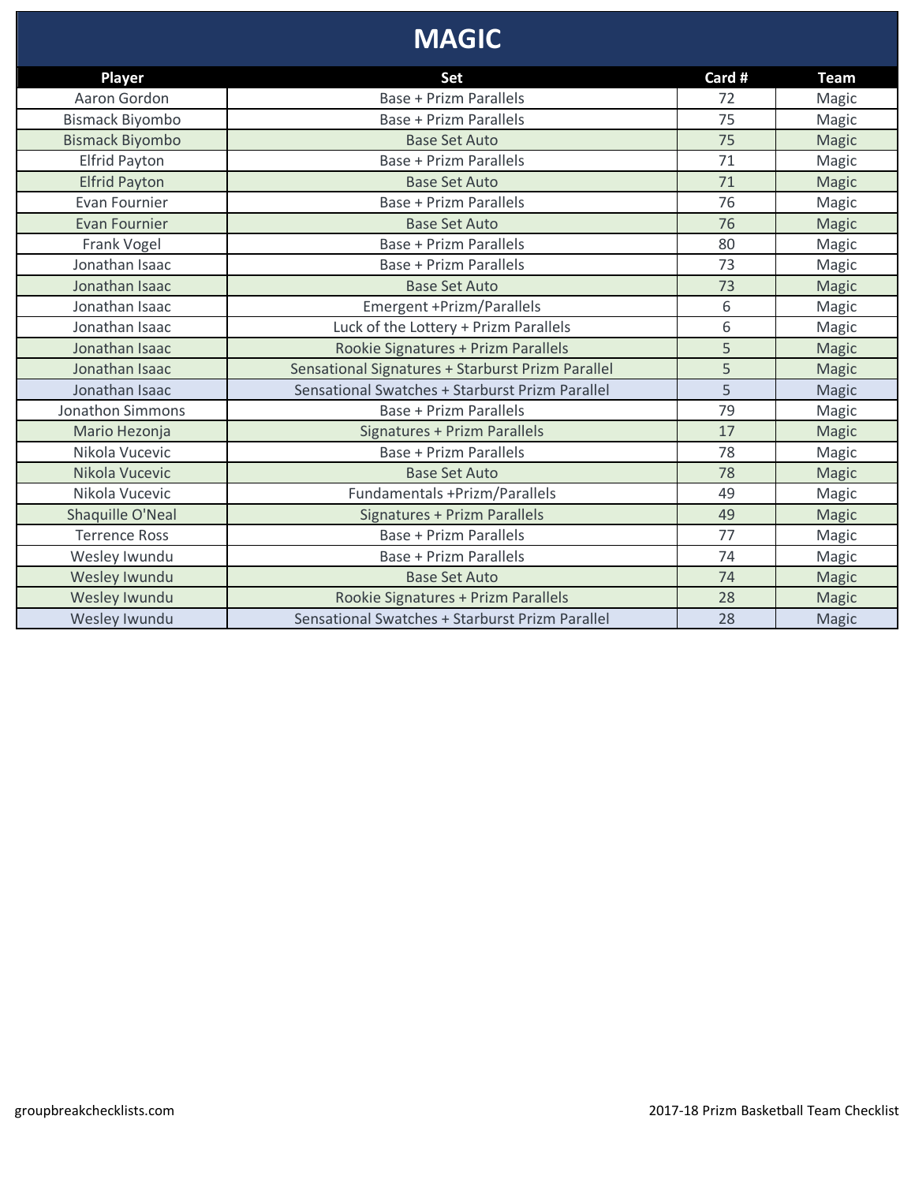# MAGIC

| Player | Set | Card # | Team |
|---|---|---|---|
| Aaron Gordon | Base + Prizm Parallels | 72 | Magic |
| Bismack Biyombo | Base + Prizm Parallels | 75 | Magic |
| Bismack Biyombo | Base Set Auto | 75 | Magic |
| Elfrid Payton | Base + Prizm Parallels | 71 | Magic |
| Elfrid Payton | Base Set Auto | 71 | Magic |
| Evan Fournier | Base + Prizm Parallels | 76 | Magic |
| Evan Fournier | Base Set Auto | 76 | Magic |
| Frank Vogel | Base + Prizm Parallels | 80 | Magic |
| Jonathan Isaac | Base + Prizm Parallels | 73 | Magic |
| Jonathan Isaac | Base Set Auto | 73 | Magic |
| Jonathan Isaac | Emergent +Prizm/Parallels | 6 | Magic |
| Jonathan Isaac | Luck of the Lottery + Prizm Parallels | 6 | Magic |
| Jonathan Isaac | Rookie Signatures + Prizm Parallels | 5 | Magic |
| Jonathan Isaac | Sensational Signatures + Starburst Prizm Parallel | 5 | Magic |
| Jonathan Isaac | Sensational Swatches + Starburst Prizm Parallel | 5 | Magic |
| Jonathon Simmons | Base + Prizm Parallels | 79 | Magic |
| Mario Hezonja | Signatures + Prizm Parallels | 17 | Magic |
| Nikola Vucevic | Base + Prizm Parallels | 78 | Magic |
| Nikola Vucevic | Base Set Auto | 78 | Magic |
| Nikola Vucevic | Fundamentals +Prizm/Parallels | 49 | Magic |
| Shaquille O'Neal | Signatures + Prizm Parallels | 49 | Magic |
| Terrence Ross | Base + Prizm Parallels | 77 | Magic |
| Wesley Iwundu | Base + Prizm Parallels | 74 | Magic |
| Wesley Iwundu | Base Set Auto | 74 | Magic |
| Wesley Iwundu | Rookie Signatures + Prizm Parallels | 28 | Magic |
| Wesley Iwundu | Sensational Swatches + Starburst Prizm Parallel | 28 | Magic |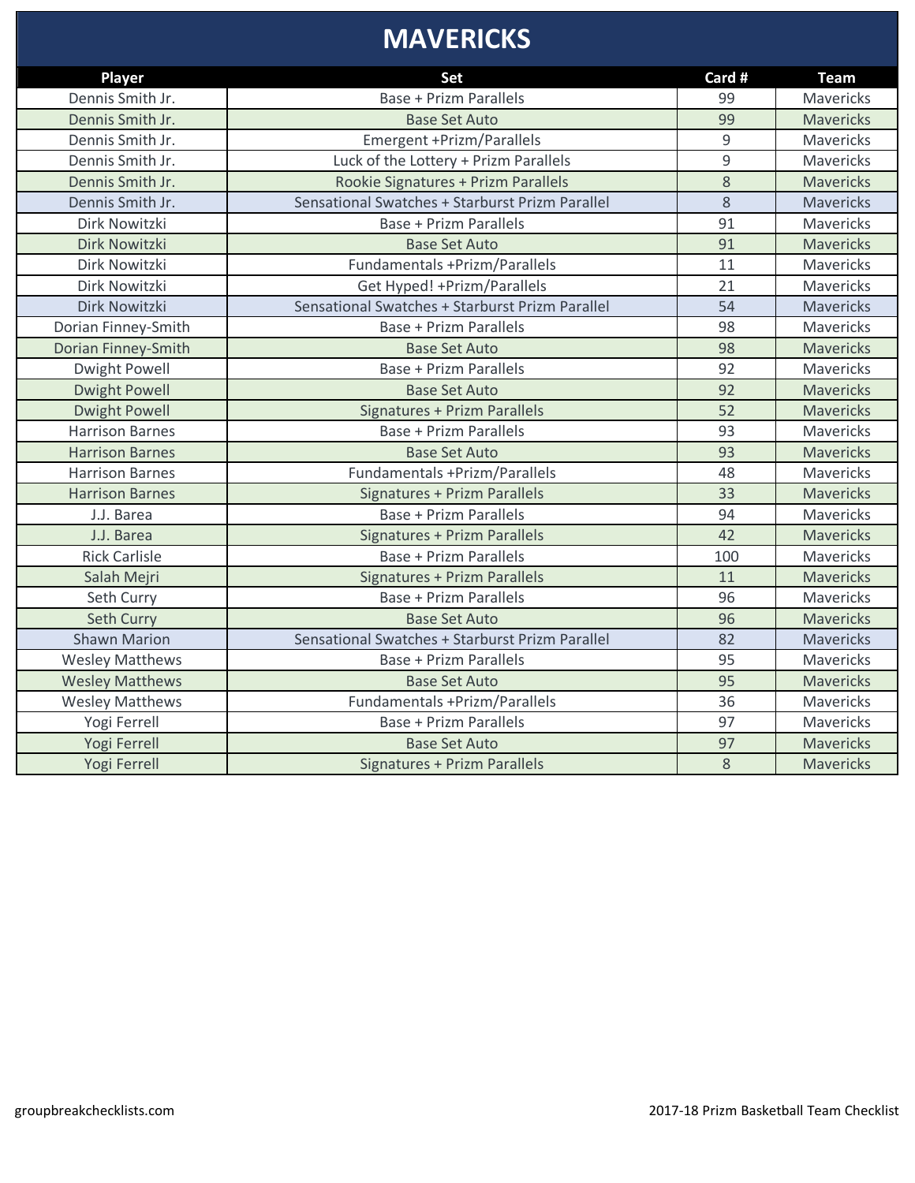# MAVERICKS

| Player | Set | Card # | Team |
| --- | --- | --- | --- |
| Dennis Smith Jr. | Base + Prizm Parallels | 99 | Mavericks |
| Dennis Smith Jr. | Base Set Auto | 99 | Mavericks |
| Dennis Smith Jr. | Emergent +Prizm/Parallels | 9 | Mavericks |
| Dennis Smith Jr. | Luck of the Lottery + Prizm Parallels | 9 | Mavericks |
| Dennis Smith Jr. | Rookie Signatures + Prizm Parallels | 8 | Mavericks |
| Dennis Smith Jr. | Sensational Swatches + Starburst Prizm Parallel | 8 | Mavericks |
| Dirk Nowitzki | Base + Prizm Parallels | 91 | Mavericks |
| Dirk Nowitzki | Base Set Auto | 91 | Mavericks |
| Dirk Nowitzki | Fundamentals +Prizm/Parallels | 11 | Mavericks |
| Dirk Nowitzki | Get Hyped! +Prizm/Parallels | 21 | Mavericks |
| Dirk Nowitzki | Sensational Swatches + Starburst Prizm Parallel | 54 | Mavericks |
| Dorian Finney-Smith | Base + Prizm Parallels | 98 | Mavericks |
| Dorian Finney-Smith | Base Set Auto | 98 | Mavericks |
| Dwight Powell | Base + Prizm Parallels | 92 | Mavericks |
| Dwight Powell | Base Set Auto | 92 | Mavericks |
| Dwight Powell | Signatures + Prizm Parallels | 52 | Mavericks |
| Harrison Barnes | Base + Prizm Parallels | 93 | Mavericks |
| Harrison Barnes | Base Set Auto | 93 | Mavericks |
| Harrison Barnes | Fundamentals +Prizm/Parallels | 48 | Mavericks |
| Harrison Barnes | Signatures + Prizm Parallels | 33 | Mavericks |
| J.J. Barea | Base + Prizm Parallels | 94 | Mavericks |
| J.J. Barea | Signatures + Prizm Parallels | 42 | Mavericks |
| Rick Carlisle | Base + Prizm Parallels | 100 | Mavericks |
| Salah Mejri | Signatures + Prizm Parallels | 11 | Mavericks |
| Seth Curry | Base + Prizm Parallels | 96 | Mavericks |
| Seth Curry | Base Set Auto | 96 | Mavericks |
| Shawn Marion | Sensational Swatches + Starburst Prizm Parallel | 82 | Mavericks |
| Wesley Matthews | Base + Prizm Parallels | 95 | Mavericks |
| Wesley Matthews | Base Set Auto | 95 | Mavericks |
| Wesley Matthews | Fundamentals +Prizm/Parallels | 36 | Mavericks |
| Yogi Ferrell | Base + Prizm Parallels | 97 | Mavericks |
| Yogi Ferrell | Base Set Auto | 97 | Mavericks |
| Yogi Ferrell | Signatures + Prizm Parallels | 8 | Mavericks |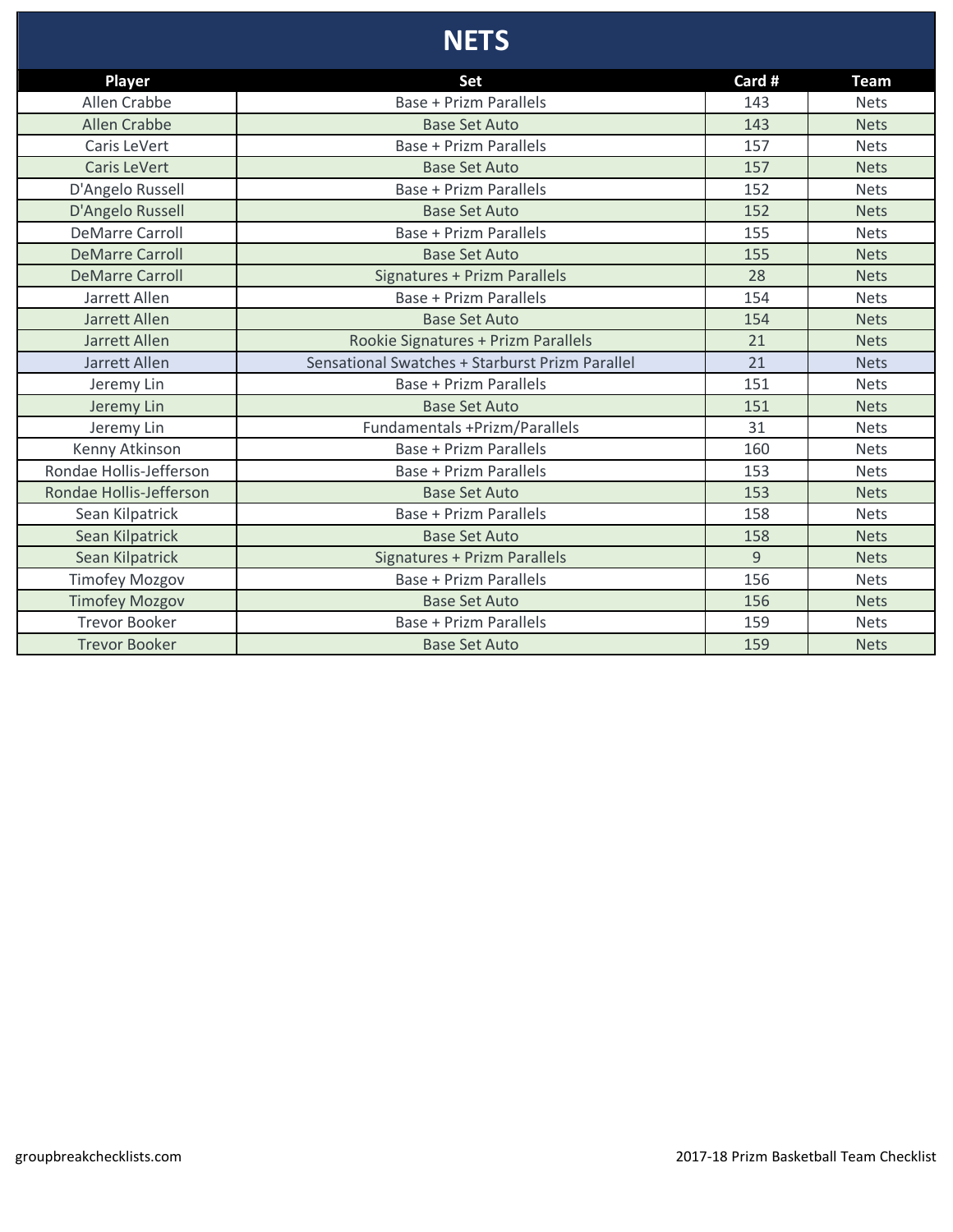# NETS

| Player | Set | Card # | Team |
|---|---|---|---|
| Allen Crabbe | Base + Prizm Parallels | 143 | Nets |
| Allen Crabbe | Base Set Auto | 143 | Nets |
| Caris LeVert | Base + Prizm Parallels | 157 | Nets |
| Caris LeVert | Base Set Auto | 157 | Nets |
| D'Angelo Russell | Base + Prizm Parallels | 152 | Nets |
| D'Angelo Russell | Base Set Auto | 152 | Nets |
| DeMarre Carroll | Base + Prizm Parallels | 155 | Nets |
| DeMarre Carroll | Base Set Auto | 155 | Nets |
| DeMarre Carroll | Signatures + Prizm Parallels | 28 | Nets |
| Jarrett Allen | Base + Prizm Parallels | 154 | Nets |
| Jarrett Allen | Base Set Auto | 154 | Nets |
| Jarrett Allen | Rookie Signatures + Prizm Parallels | 21 | Nets |
| Jarrett Allen | Sensational Swatches + Starburst Prizm Parallel | 21 | Nets |
| Jeremy Lin | Base + Prizm Parallels | 151 | Nets |
| Jeremy Lin | Base Set Auto | 151 | Nets |
| Jeremy Lin | Fundamentals +Prizm/Parallels | 31 | Nets |
| Kenny Atkinson | Base + Prizm Parallels | 160 | Nets |
| Rondae Hollis-Jefferson | Base + Prizm Parallels | 153 | Nets |
| Rondae Hollis-Jefferson | Base Set Auto | 153 | Nets |
| Sean Kilpatrick | Base + Prizm Parallels | 158 | Nets |
| Sean Kilpatrick | Base Set Auto | 158 | Nets |
| Sean Kilpatrick | Signatures + Prizm Parallels | 9 | Nets |
| Timofey Mozgov | Base + Prizm Parallels | 156 | Nets |
| Timofey Mozgov | Base Set Auto | 156 | Nets |
| Trevor Booker | Base + Prizm Parallels | 159 | Nets |
| Trevor Booker | Base Set Auto | 159 | Nets |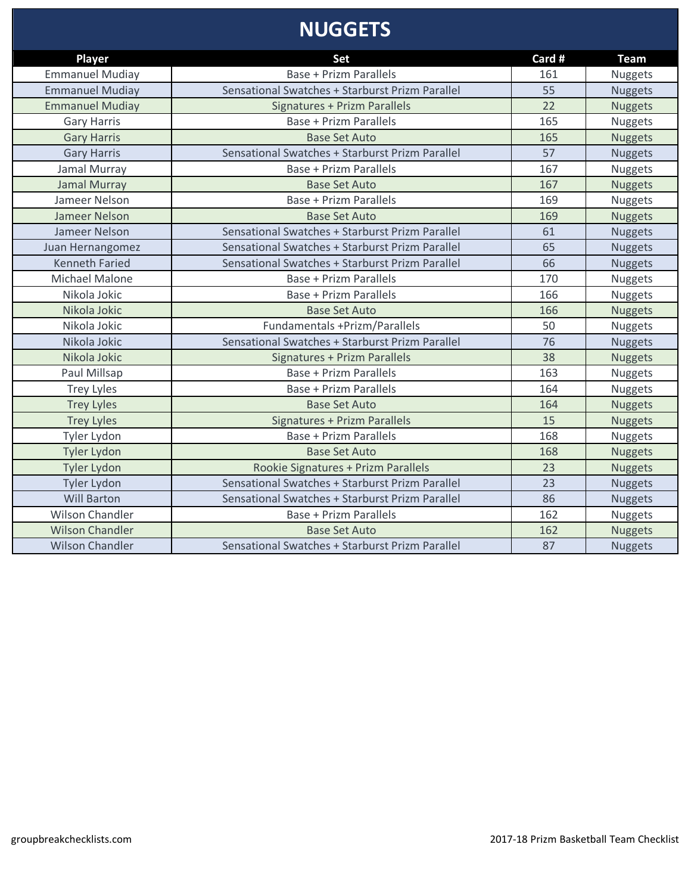# NUGGETS

| Player | Set | Card # | Team |
|---|---|---|---|
| Emmanuel Mudiay | Base + Prizm Parallels | 161 | Nuggets |
| Emmanuel Mudiay | Sensational Swatches + Starburst Prizm Parallel | 55 | Nuggets |
| Emmanuel Mudiay | Signatures + Prizm Parallels | 22 | Nuggets |
| Gary Harris | Base + Prizm Parallels | 165 | Nuggets |
| Gary Harris | Base Set Auto | 165 | Nuggets |
| Gary Harris | Sensational Swatches + Starburst Prizm Parallel | 57 | Nuggets |
| Jamal Murray | Base + Prizm Parallels | 167 | Nuggets |
| Jamal Murray | Base Set Auto | 167 | Nuggets |
| Jameer Nelson | Base + Prizm Parallels | 169 | Nuggets |
| Jameer Nelson | Base Set Auto | 169 | Nuggets |
| Jameer Nelson | Sensational Swatches + Starburst Prizm Parallel | 61 | Nuggets |
| Juan Hernangomez | Sensational Swatches + Starburst Prizm Parallel | 65 | Nuggets |
| Kenneth Faried | Sensational Swatches + Starburst Prizm Parallel | 66 | Nuggets |
| Michael Malone | Base + Prizm Parallels | 170 | Nuggets |
| Nikola Jokic | Base + Prizm Parallels | 166 | Nuggets |
| Nikola Jokic | Base Set Auto | 166 | Nuggets |
| Nikola Jokic | Fundamentals +Prizm/Parallels | 50 | Nuggets |
| Nikola Jokic | Sensational Swatches + Starburst Prizm Parallel | 76 | Nuggets |
| Nikola Jokic | Signatures + Prizm Parallels | 38 | Nuggets |
| Paul Millsap | Base + Prizm Parallels | 163 | Nuggets |
| Trey Lyles | Base + Prizm Parallels | 164 | Nuggets |
| Trey Lyles | Base Set Auto | 164 | Nuggets |
| Trey Lyles | Signatures + Prizm Parallels | 15 | Nuggets |
| Tyler Lydon | Base + Prizm Parallels | 168 | Nuggets |
| Tyler Lydon | Base Set Auto | 168 | Nuggets |
| Tyler Lydon | Rookie Signatures + Prizm Parallels | 23 | Nuggets |
| Tyler Lydon | Sensational Swatches + Starburst Prizm Parallel | 23 | Nuggets |
| Will Barton | Sensational Swatches + Starburst Prizm Parallel | 86 | Nuggets |
| Wilson Chandler | Base + Prizm Parallels | 162 | Nuggets |
| Wilson Chandler | Base Set Auto | 162 | Nuggets |
| Wilson Chandler | Sensational Swatches + Starburst Prizm Parallel | 87 | Nuggets |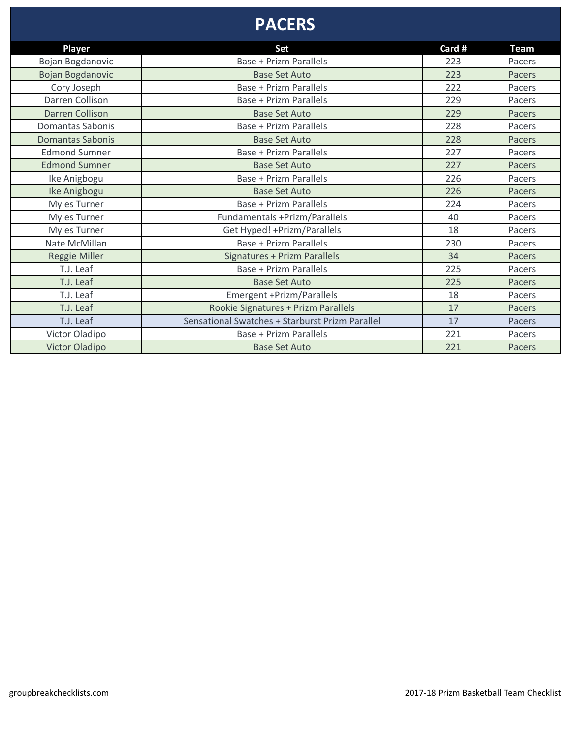# PACERS

| Player | Set | Card # | Team |
|---|---|---|---|
| Bojan Bogdanovic | Base + Prizm Parallels | 223 | Pacers |
| Bojan Bogdanovic | Base Set Auto | 223 | Pacers |
| Cory Joseph | Base + Prizm Parallels | 222 | Pacers |
| Darren Collison | Base + Prizm Parallels | 229 | Pacers |
| Darren Collison | Base Set Auto | 229 | Pacers |
| Domantas Sabonis | Base + Prizm Parallels | 228 | Pacers |
| Domantas Sabonis | Base Set Auto | 228 | Pacers |
| Edmond Sumner | Base + Prizm Parallels | 227 | Pacers |
| Edmond Sumner | Base Set Auto | 227 | Pacers |
| Ike Anigbogu | Base + Prizm Parallels | 226 | Pacers |
| Ike Anigbogu | Base Set Auto | 226 | Pacers |
| Myles Turner | Base + Prizm Parallels | 224 | Pacers |
| Myles Turner | Fundamentals +Prizm/Parallels | 40 | Pacers |
| Myles Turner | Get Hyped! +Prizm/Parallels | 18 | Pacers |
| Nate McMillan | Base + Prizm Parallels | 230 | Pacers |
| Reggie Miller | Signatures + Prizm Parallels | 34 | Pacers |
| T.J. Leaf | Base + Prizm Parallels | 225 | Pacers |
| T.J. Leaf | Base Set Auto | 225 | Pacers |
| T.J. Leaf | Emergent +Prizm/Parallels | 18 | Pacers |
| T.J. Leaf | Rookie Signatures + Prizm Parallels | 17 | Pacers |
| T.J. Leaf | Sensational Swatches + Starburst Prizm Parallel | 17 | Pacers |
| Victor Oladipo | Base + Prizm Parallels | 221 | Pacers |
| Victor Oladipo | Base Set Auto | 221 | Pacers |

groupbreakchecklists.com

2017-18 Prizm Basketball Team Checklist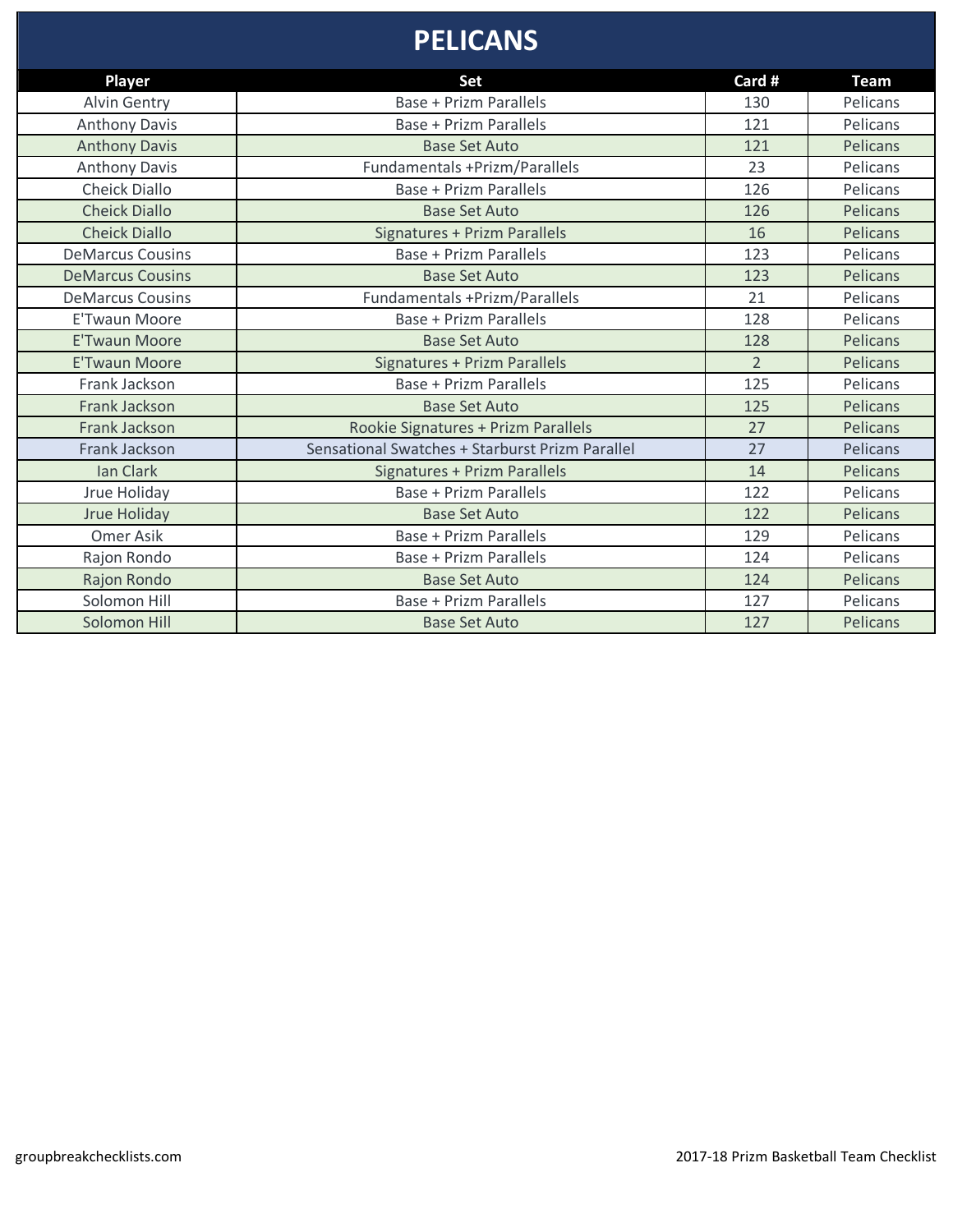# PELICANS

| Player | Set | Card # | Team |
|---|---|---|---|
| Alvin Gentry | Base + Prizm Parallels | 130 | Pelicans |
| Anthony Davis | Base + Prizm Parallels | 121 | Pelicans |
| Anthony Davis | Base Set Auto | 121 | Pelicans |
| Anthony Davis | Fundamentals +Prizm/Parallels | 23 | Pelicans |
| Cheick Diallo | Base + Prizm Parallels | 126 | Pelicans |
| Cheick Diallo | Base Set Auto | 126 | Pelicans |
| Cheick Diallo | Signatures + Prizm Parallels | 16 | Pelicans |
| DeMarcus Cousins | Base + Prizm Parallels | 123 | Pelicans |
| DeMarcus Cousins | Base Set Auto | 123 | Pelicans |
| DeMarcus Cousins | Fundamentals +Prizm/Parallels | 21 | Pelicans |
| E'Twaun Moore | Base + Prizm Parallels | 128 | Pelicans |
| E'Twaun Moore | Base Set Auto | 128 | Pelicans |
| E'Twaun Moore | Signatures + Prizm Parallels | 2 | Pelicans |
| Frank Jackson | Base + Prizm Parallels | 125 | Pelicans |
| Frank Jackson | Base Set Auto | 125 | Pelicans |
| Frank Jackson | Rookie Signatures + Prizm Parallels | 27 | Pelicans |
| Frank Jackson | Sensational Swatches + Starburst Prizm Parallel | 27 | Pelicans |
| Ian Clark | Signatures + Prizm Parallels | 14 | Pelicans |
| Jrue Holiday | Base + Prizm Parallels | 122 | Pelicans |
| Jrue Holiday | Base Set Auto | 122 | Pelicans |
| Omer Asik | Base + Prizm Parallels | 129 | Pelicans |
| Rajon Rondo | Base + Prizm Parallels | 124 | Pelicans |
| Rajon Rondo | Base Set Auto | 124 | Pelicans |
| Solomon Hill | Base + Prizm Parallels | 127 | Pelicans |
| Solomon Hill | Base Set Auto | 127 | Pelicans |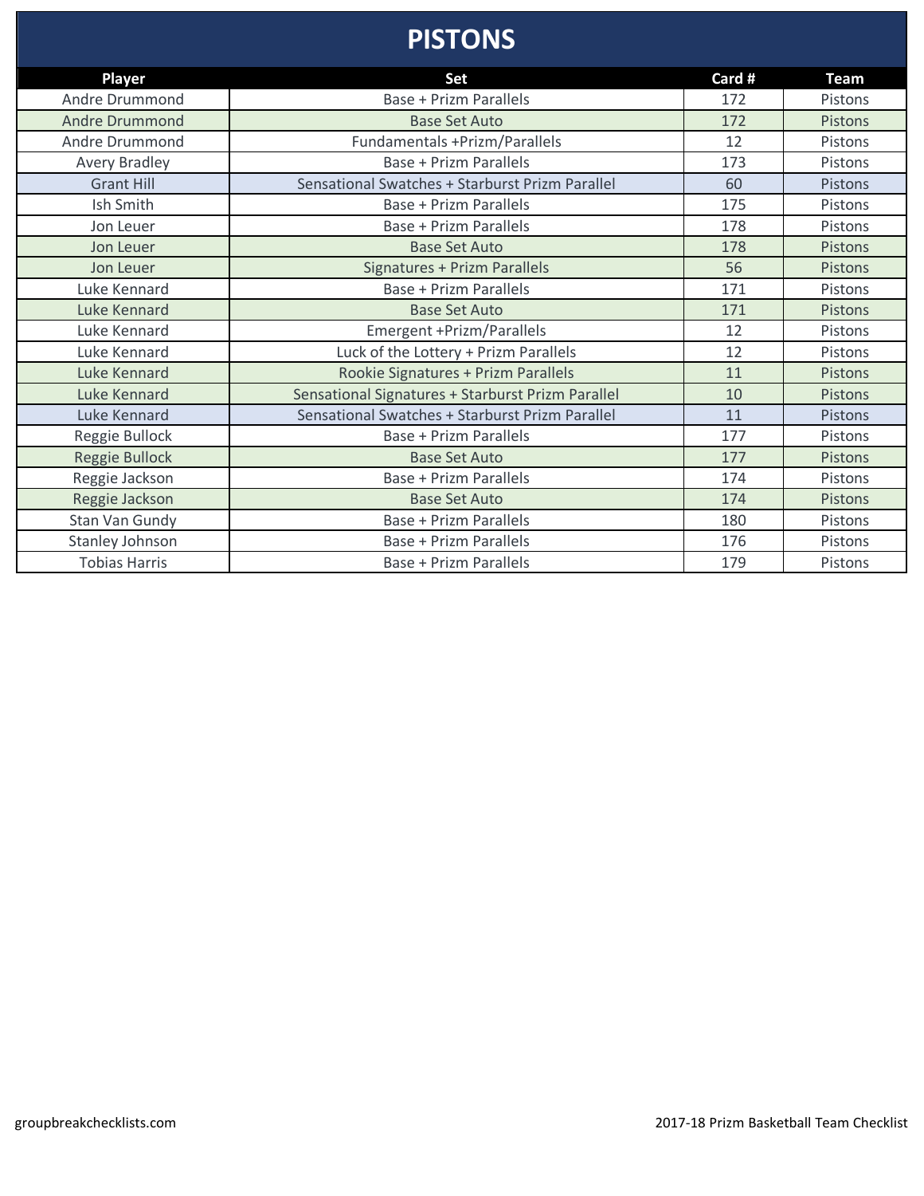# PISTONS

| Player | Set | Card # | Team |
|---|---|---|---|
| Andre Drummond | Base + Prizm Parallels | 172 | Pistons |
| Andre Drummond | Base Set Auto | 172 | Pistons |
| Andre Drummond | Fundamentals +Prizm/Parallels | 12 | Pistons |
| Avery Bradley | Base + Prizm Parallels | 173 | Pistons |
| Grant Hill | Sensational Swatches + Starburst Prizm Parallel | 60 | Pistons |
| Ish Smith | Base + Prizm Parallels | 175 | Pistons |
| Jon Leuer | Base + Prizm Parallels | 178 | Pistons |
| Jon Leuer | Base Set Auto | 178 | Pistons |
| Jon Leuer | Signatures + Prizm Parallels | 56 | Pistons |
| Luke Kennard | Base + Prizm Parallels | 171 | Pistons |
| Luke Kennard | Base Set Auto | 171 | Pistons |
| Luke Kennard | Emergent +Prizm/Parallels | 12 | Pistons |
| Luke Kennard | Luck of the Lottery + Prizm Parallels | 12 | Pistons |
| Luke Kennard | Rookie Signatures + Prizm Parallels | 11 | Pistons |
| Luke Kennard | Sensational Signatures + Starburst Prizm Parallel | 10 | Pistons |
| Luke Kennard | Sensational Swatches + Starburst Prizm Parallel | 11 | Pistons |
| Reggie Bullock | Base + Prizm Parallels | 177 | Pistons |
| Reggie Bullock | Base Set Auto | 177 | Pistons |
| Reggie Jackson | Base + Prizm Parallels | 174 | Pistons |
| Reggie Jackson | Base Set Auto | 174 | Pistons |
| Stan Van Gundy | Base + Prizm Parallels | 180 | Pistons |
| Stanley Johnson | Base + Prizm Parallels | 176 | Pistons |
| Tobias Harris | Base + Prizm Parallels | 179 | Pistons |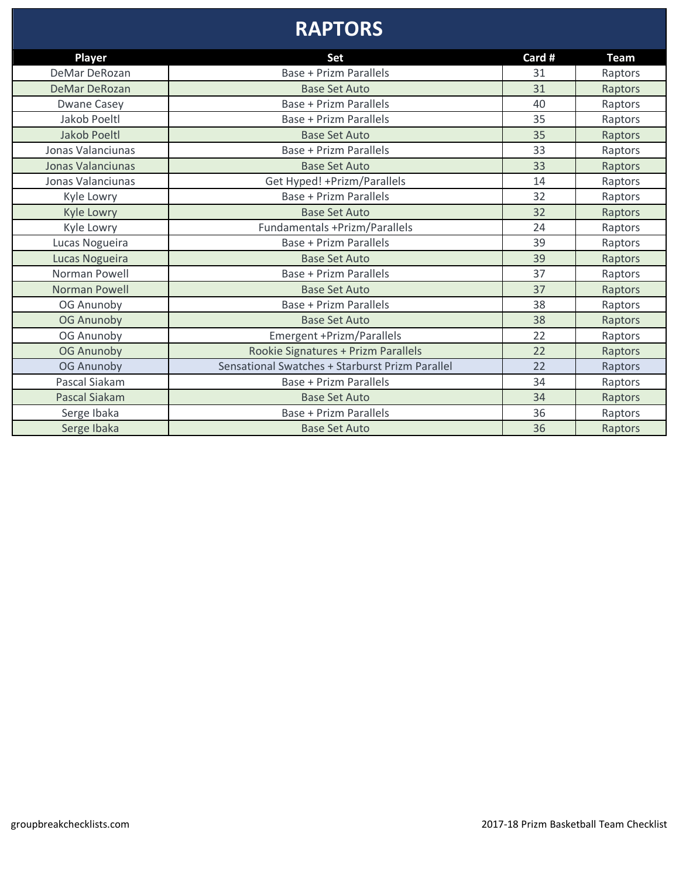# RAPTORS

| Player | Set | Card # | Team |
|---|---|---|---|
| DeMar DeRozan | Base + Prizm Parallels | 31 | Raptors |
| DeMar DeRozan | Base Set Auto | 31 | Raptors |
| Dwane Casey | Base + Prizm Parallels | 40 | Raptors |
| Jakob Poeltl | Base + Prizm Parallels | 35 | Raptors |
| Jakob Poeltl | Base Set Auto | 35 | Raptors |
| Jonas Valanciunas | Base + Prizm Parallels | 33 | Raptors |
| Jonas Valanciunas | Base Set Auto | 33 | Raptors |
| Jonas Valanciunas | Get Hyped! +Prizm/Parallels | 14 | Raptors |
| Kyle Lowry | Base + Prizm Parallels | 32 | Raptors |
| Kyle Lowry | Base Set Auto | 32 | Raptors |
| Kyle Lowry | Fundamentals +Prizm/Parallels | 24 | Raptors |
| Lucas Nogueira | Base + Prizm Parallels | 39 | Raptors |
| Lucas Nogueira | Base Set Auto | 39 | Raptors |
| Norman Powell | Base + Prizm Parallels | 37 | Raptors |
| Norman Powell | Base Set Auto | 37 | Raptors |
| OG Anunoby | Base + Prizm Parallels | 38 | Raptors |
| OG Anunoby | Base Set Auto | 38 | Raptors |
| OG Anunoby | Emergent +Prizm/Parallels | 22 | Raptors |
| OG Anunoby | Rookie Signatures + Prizm Parallels | 22 | Raptors |
| OG Anunoby | Sensational Swatches + Starburst Prizm Parallel | 22 | Raptors |
| Pascal Siakam | Base + Prizm Parallels | 34 | Raptors |
| Pascal Siakam | Base Set Auto | 34 | Raptors |
| Serge Ibaka | Base + Prizm Parallels | 36 | Raptors |
| Serge Ibaka | Base Set Auto | 36 | Raptors |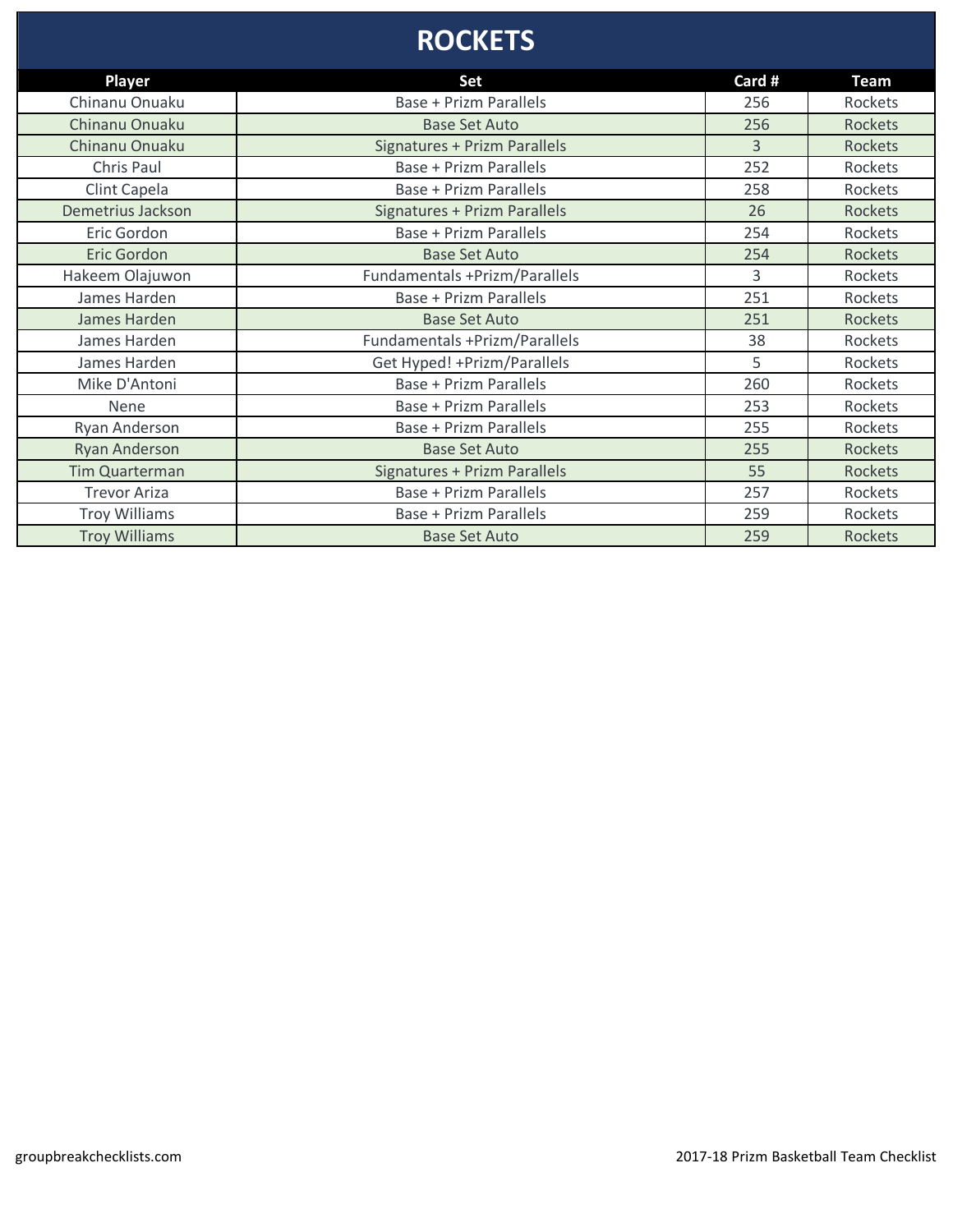# ROCKETS

| Player | Set | Card # | Team |
|---|---|---|---|
| Chinanu Onuaku | Base + Prizm Parallels | 256 | Rockets |
| Chinanu Onuaku | Base Set Auto | 256 | Rockets |
| Chinanu Onuaku | Signatures + Prizm Parallels | 3 | Rockets |
| Chris Paul | Base + Prizm Parallels | 252 | Rockets |
| Clint Capela | Base + Prizm Parallels | 258 | Rockets |
| Demetrius Jackson | Signatures + Prizm Parallels | 26 | Rockets |
| Eric Gordon | Base + Prizm Parallels | 254 | Rockets |
| Eric Gordon | Base Set Auto | 254 | Rockets |
| Hakeem Olajuwon | Fundamentals +Prizm/Parallels | 3 | Rockets |
| James Harden | Base + Prizm Parallels | 251 | Rockets |
| James Harden | Base Set Auto | 251 | Rockets |
| James Harden | Fundamentals +Prizm/Parallels | 38 | Rockets |
| James Harden | Get Hyped! +Prizm/Parallels | 5 | Rockets |
| Mike D'Antoni | Base + Prizm Parallels | 260 | Rockets |
| Nene | Base + Prizm Parallels | 253 | Rockets |
| Ryan Anderson | Base + Prizm Parallels | 255 | Rockets |
| Ryan Anderson | Base Set Auto | 255 | Rockets |
| Tim Quarterman | Signatures + Prizm Parallels | 55 | Rockets |
| Trevor Ariza | Base + Prizm Parallels | 257 | Rockets |
| Troy Williams | Base + Prizm Parallels | 259 | Rockets |
| Troy Williams | Base Set Auto | 259 | Rockets |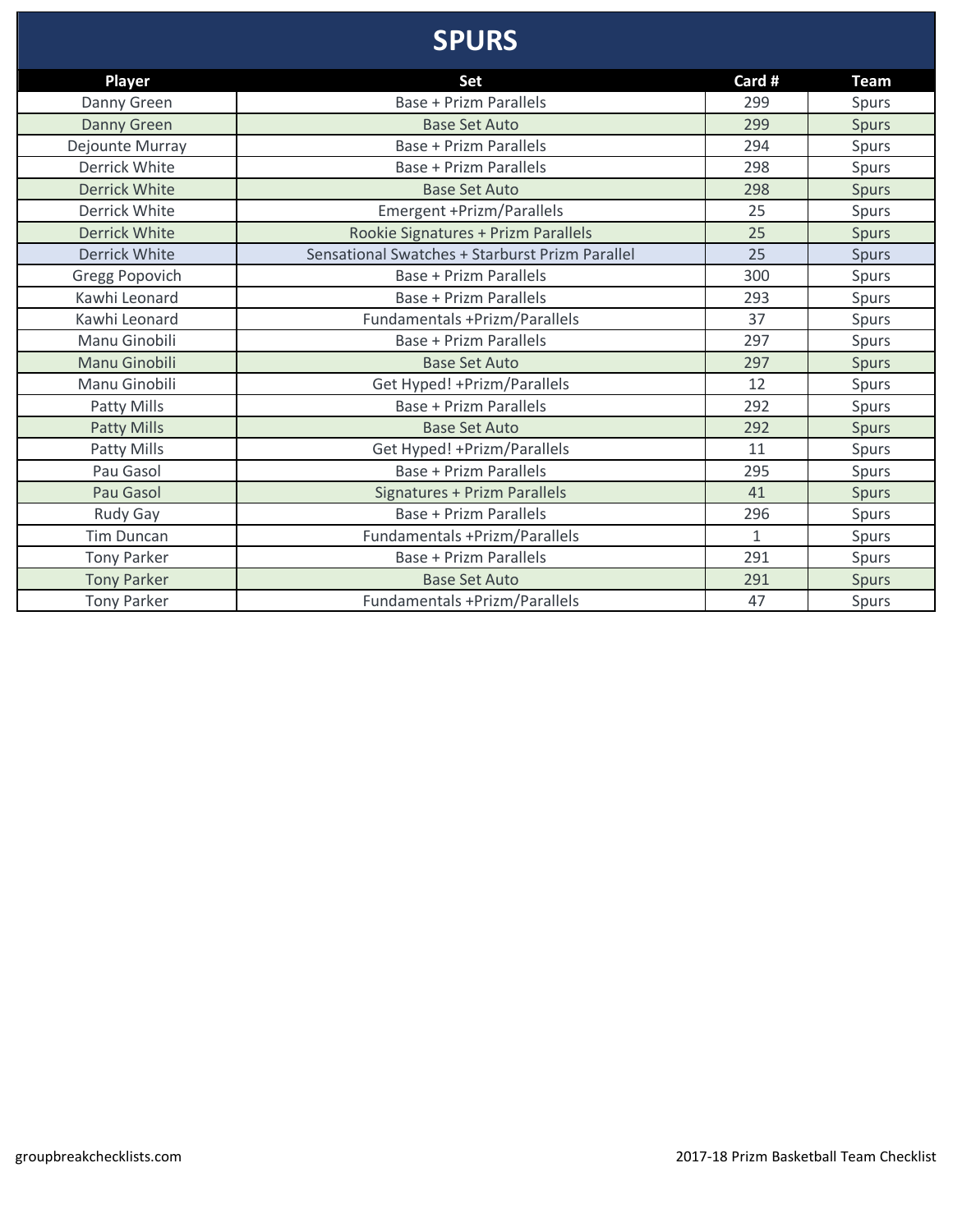# SPURS

| Player | Set | Card # | Team |
|---|---|---|---|
| Danny Green | Base + Prizm Parallels | 299 | Spurs |
| Danny Green | Base Set Auto | 299 | Spurs |
| Dejounte Murray | Base + Prizm Parallels | 294 | Spurs |
| Derrick White | Base + Prizm Parallels | 298 | Spurs |
| Derrick White | Base Set Auto | 298 | Spurs |
| Derrick White | Emergent +Prizm/Parallels | 25 | Spurs |
| Derrick White | Rookie Signatures + Prizm Parallels | 25 | Spurs |
| Derrick White | Sensational Swatches + Starburst Prizm Parallel | 25 | Spurs |
| Gregg Popovich | Base + Prizm Parallels | 300 | Spurs |
| Kawhi Leonard | Base + Prizm Parallels | 293 | Spurs |
| Kawhi Leonard | Fundamentals +Prizm/Parallels | 37 | Spurs |
| Manu Ginobili | Base + Prizm Parallels | 297 | Spurs |
| Manu Ginobili | Base Set Auto | 297 | Spurs |
| Manu Ginobili | Get Hyped! +Prizm/Parallels | 12 | Spurs |
| Patty Mills | Base + Prizm Parallels | 292 | Spurs |
| Patty Mills | Base Set Auto | 292 | Spurs |
| Patty Mills | Get Hyped! +Prizm/Parallels | 11 | Spurs |
| Pau Gasol | Base + Prizm Parallels | 295 | Spurs |
| Pau Gasol | Signatures + Prizm Parallels | 41 | Spurs |
| Rudy Gay | Base + Prizm Parallels | 296 | Spurs |
| Tim Duncan | Fundamentals +Prizm/Parallels | 1 | Spurs |
| Tony Parker | Base + Prizm Parallels | 291 | Spurs |
| Tony Parker | Base Set Auto | 291 | Spurs |
| Tony Parker | Fundamentals +Prizm/Parallels | 47 | Spurs |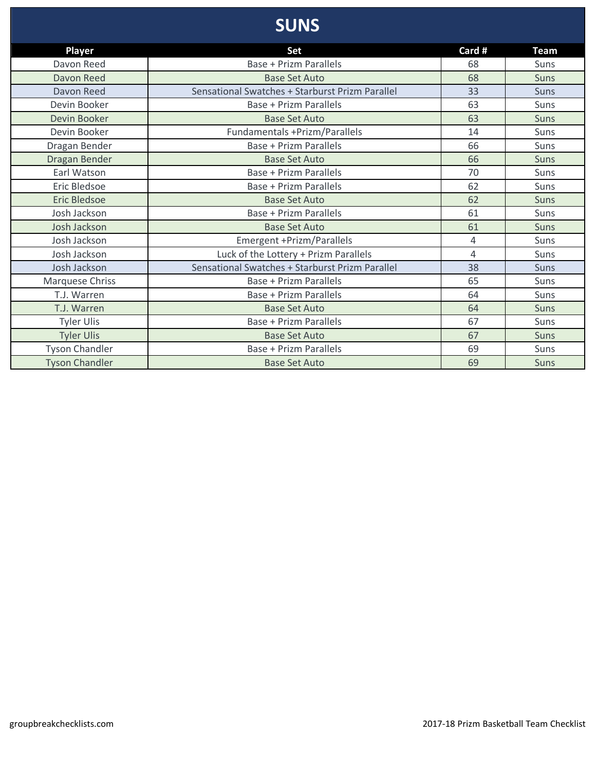# SUNS

| Player | Set | Card # | Team |
|---|---|---|---|
| Davon Reed | Base + Prizm Parallels | 68 | Suns |
| Davon Reed | Base Set Auto | 68 | Suns |
| Davon Reed | Sensational Swatches + Starburst Prizm Parallel | 33 | Suns |
| Devin Booker | Base + Prizm Parallels | 63 | Suns |
| Devin Booker | Base Set Auto | 63 | Suns |
| Devin Booker | Fundamentals +Prizm/Parallels | 14 | Suns |
| Dragan Bender | Base + Prizm Parallels | 66 | Suns |
| Dragan Bender | Base Set Auto | 66 | Suns |
| Earl Watson | Base + Prizm Parallels | 70 | Suns |
| Eric Bledsoe | Base + Prizm Parallels | 62 | Suns |
| Eric Bledsoe | Base Set Auto | 62 | Suns |
| Josh Jackson | Base + Prizm Parallels | 61 | Suns |
| Josh Jackson | Base Set Auto | 61 | Suns |
| Josh Jackson | Emergent +Prizm/Parallels | 4 | Suns |
| Josh Jackson | Luck of the Lottery + Prizm Parallels | 4 | Suns |
| Josh Jackson | Sensational Swatches + Starburst Prizm Parallel | 38 | Suns |
| Marquese Chriss | Base + Prizm Parallels | 65 | Suns |
| T.J. Warren | Base + Prizm Parallels | 64 | Suns |
| T.J. Warren | Base Set Auto | 64 | Suns |
| Tyler Ulis | Base + Prizm Parallels | 67 | Suns |
| Tyler Ulis | Base Set Auto | 67 | Suns |
| Tyson Chandler | Base + Prizm Parallels | 69 | Suns |
| Tyson Chandler | Base Set Auto | 69 | Suns |

groupbreakchecklists.com

2017-18 Prizm Basketball Team Checklist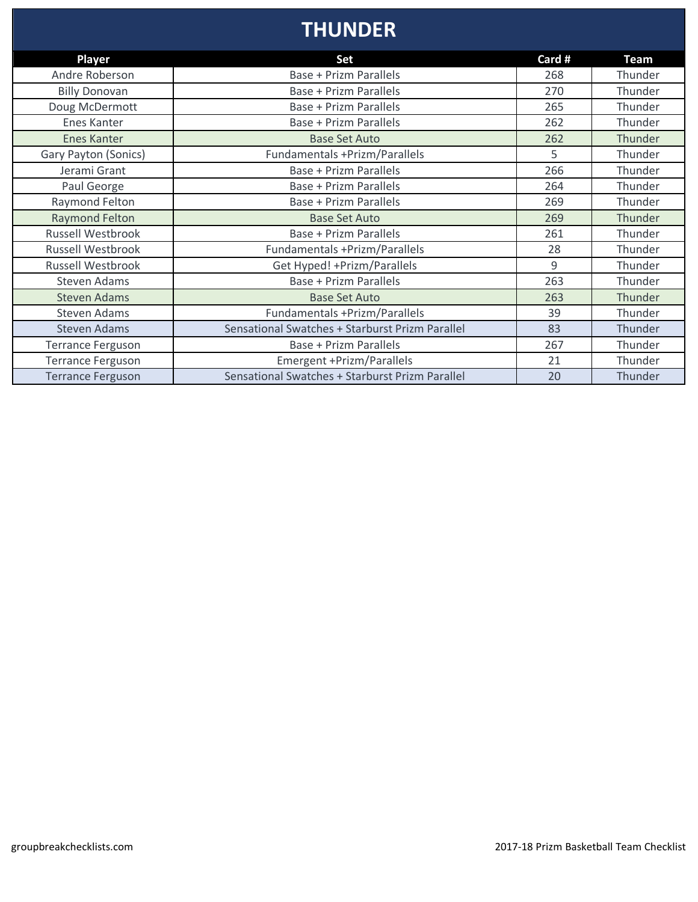# THUNDER

| Player | Set | Card # | Team |
|---|---|---|---|
| Andre Roberson | Base + Prizm Parallels | 268 | Thunder |
| Billy Donovan | Base + Prizm Parallels | 270 | Thunder |
| Doug McDermott | Base + Prizm Parallels | 265 | Thunder |
| Enes Kanter | Base + Prizm Parallels | 262 | Thunder |
| Enes Kanter | Base Set Auto | 262 | Thunder |
| Gary Payton (Sonics) | Fundamentals +Prizm/Parallels | 5 | Thunder |
| Jerami Grant | Base + Prizm Parallels | 266 | Thunder |
| Paul George | Base + Prizm Parallels | 264 | Thunder |
| Raymond Felton | Base + Prizm Parallels | 269 | Thunder |
| Raymond Felton | Base Set Auto | 269 | Thunder |
| Russell Westbrook | Base + Prizm Parallels | 261 | Thunder |
| Russell Westbrook | Fundamentals +Prizm/Parallels | 28 | Thunder |
| Russell Westbrook | Get Hyped! +Prizm/Parallels | 9 | Thunder |
| Steven Adams | Base + Prizm Parallels | 263 | Thunder |
| Steven Adams | Base Set Auto | 263 | Thunder |
| Steven Adams | Fundamentals +Prizm/Parallels | 39 | Thunder |
| Steven Adams | Sensational Swatches + Starburst Prizm Parallel | 83 | Thunder |
| Terrance Ferguson | Base + Prizm Parallels | 267 | Thunder |
| Terrance Ferguson | Emergent +Prizm/Parallels | 21 | Thunder |
| Terrance Ferguson | Sensational Swatches + Starburst Prizm Parallel | 20 | Thunder |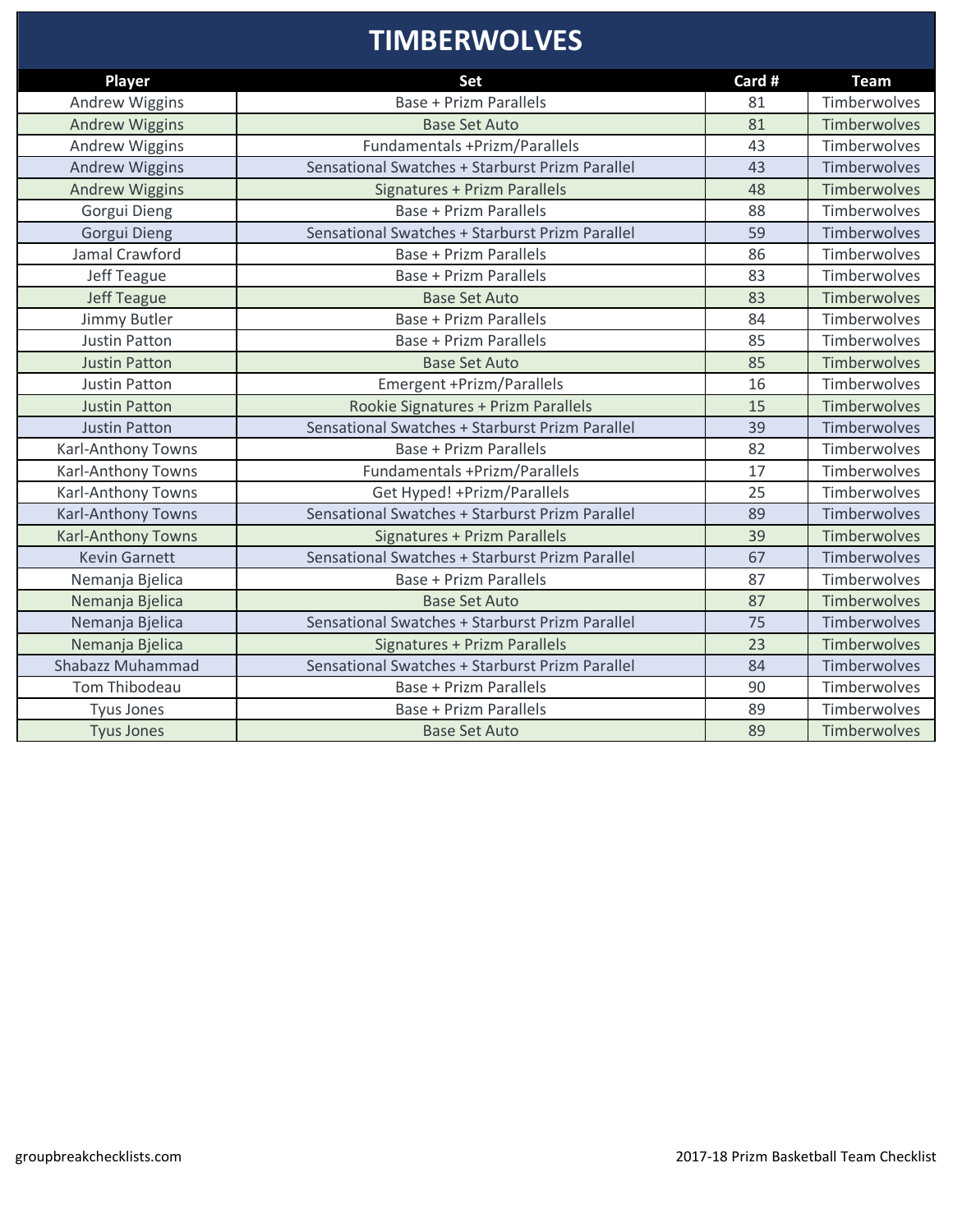# TIMBERWOLVES

| Player | Set | Card # | Team |
|---|---|---|---|
| Andrew Wiggins | Base + Prizm Parallels | 81 | Timberwolves |
| Andrew Wiggins | Base Set Auto | 81 | Timberwolves |
| Andrew Wiggins | Fundamentals +Prizm/Parallels | 43 | Timberwolves |
| Andrew Wiggins | Sensational Swatches + Starburst Prizm Parallel | 43 | Timberwolves |
| Andrew Wiggins | Signatures + Prizm Parallels | 48 | Timberwolves |
| Gorgui Dieng | Base + Prizm Parallels | 88 | Timberwolves |
| Gorgui Dieng | Sensational Swatches + Starburst Prizm Parallel | 59 | Timberwolves |
| Jamal Crawford | Base + Prizm Parallels | 86 | Timberwolves |
| Jeff Teague | Base + Prizm Parallels | 83 | Timberwolves |
| Jeff Teague | Base Set Auto | 83 | Timberwolves |
| Jimmy Butler | Base + Prizm Parallels | 84 | Timberwolves |
| Justin Patton | Base + Prizm Parallels | 85 | Timberwolves |
| Justin Patton | Base Set Auto | 85 | Timberwolves |
| Justin Patton | Emergent +Prizm/Parallels | 16 | Timberwolves |
| Justin Patton | Rookie Signatures + Prizm Parallels | 15 | Timberwolves |
| Justin Patton | Sensational Swatches + Starburst Prizm Parallel | 39 | Timberwolves |
| Karl-Anthony Towns | Base + Prizm Parallels | 82 | Timberwolves |
| Karl-Anthony Towns | Fundamentals +Prizm/Parallels | 17 | Timberwolves |
| Karl-Anthony Towns | Get Hyped! +Prizm/Parallels | 25 | Timberwolves |
| Karl-Anthony Towns | Sensational Swatches + Starburst Prizm Parallel | 89 | Timberwolves |
| Karl-Anthony Towns | Signatures + Prizm Parallels | 39 | Timberwolves |
| Kevin Garnett | Sensational Swatches + Starburst Prizm Parallel | 67 | Timberwolves |
| Nemanja Bjelica | Base + Prizm Parallels | 87 | Timberwolves |
| Nemanja Bjelica | Base Set Auto | 87 | Timberwolves |
| Nemanja Bjelica | Sensational Swatches + Starburst Prizm Parallel | 75 | Timberwolves |
| Nemanja Bjelica | Signatures + Prizm Parallels | 23 | Timberwolves |
| Shabazz Muhammad | Sensational Swatches + Starburst Prizm Parallel | 84 | Timberwolves |
| Tom Thibodeau | Base + Prizm Parallels | 90 | Timberwolves |
| Tyus Jones | Base + Prizm Parallels | 89 | Timberwolves |
| Tyus Jones | Base Set Auto | 89 | Timberwolves |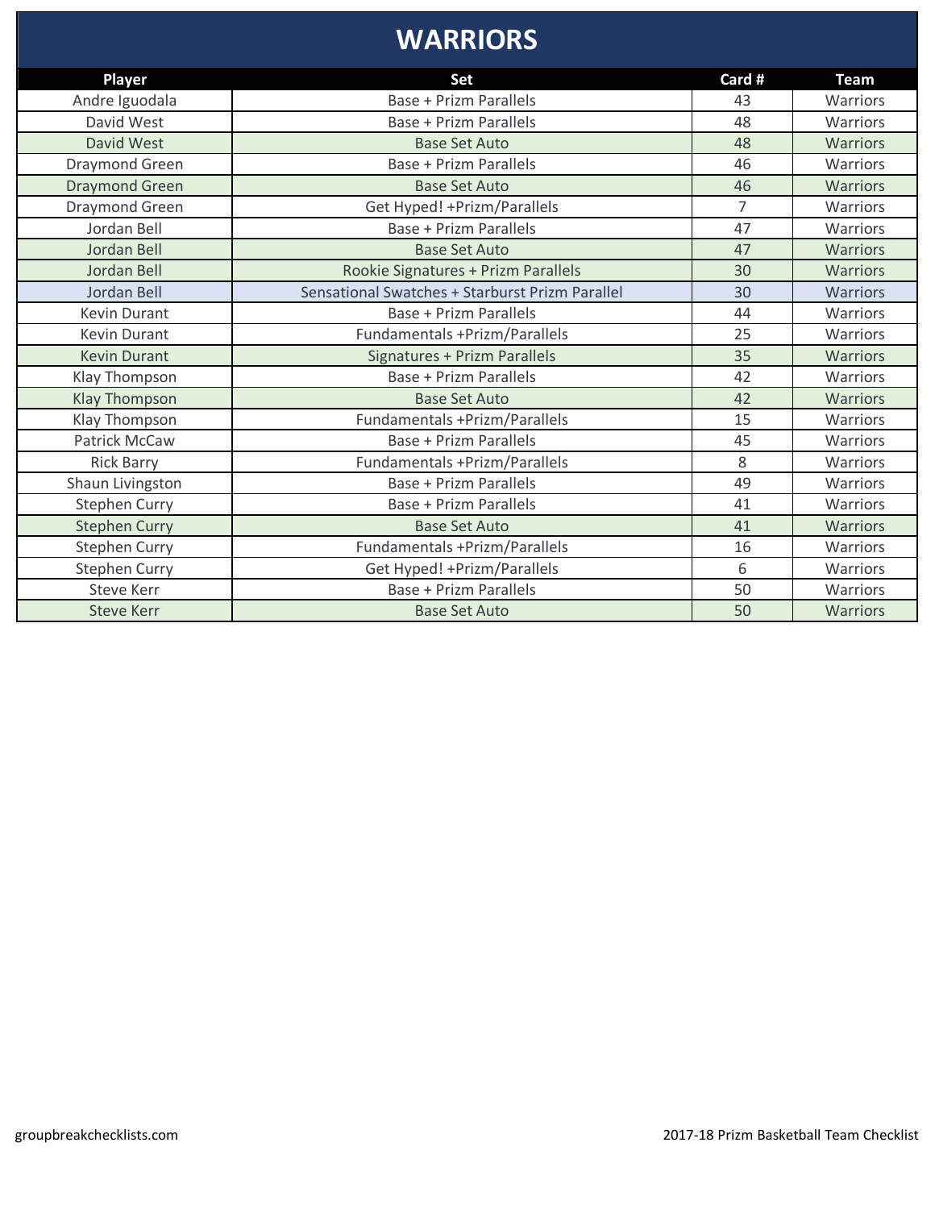# WARRIORS

| Player | Set | Card # | Team |
|---|---|---|---|
| Andre Iguodala | Base + Prizm Parallels | 43 | Warriors |
| David West | Base + Prizm Parallels | 48 | Warriors |
| David West | Base Set Auto | 48 | Warriors |
| Draymond Green | Base + Prizm Parallels | 46 | Warriors |
| Draymond Green | Base Set Auto | 46 | Warriors |
| Draymond Green | Get Hyped! +Prizm/Parallels | 7 | Warriors |
| Jordan Bell | Base + Prizm Parallels | 47 | Warriors |
| Jordan Bell | Base Set Auto | 47 | Warriors |
| Jordan Bell | Rookie Signatures + Prizm Parallels | 30 | Warriors |
| Jordan Bell | Sensational Swatches + Starburst Prizm Parallel | 30 | Warriors |
| Kevin Durant | Base + Prizm Parallels | 44 | Warriors |
| Kevin Durant | Fundamentals +Prizm/Parallels | 25 | Warriors |
| Kevin Durant | Signatures + Prizm Parallels | 35 | Warriors |
| Klay Thompson | Base + Prizm Parallels | 42 | Warriors |
| Klay Thompson | Base Set Auto | 42 | Warriors |
| Klay Thompson | Fundamentals +Prizm/Parallels | 15 | Warriors |
| Patrick McCaw | Base + Prizm Parallels | 45 | Warriors |
| Rick Barry | Fundamentals +Prizm/Parallels | 8 | Warriors |
| Shaun Livingston | Base + Prizm Parallels | 49 | Warriors |
| Stephen Curry | Base + Prizm Parallels | 41 | Warriors |
| Stephen Curry | Base Set Auto | 41 | Warriors |
| Stephen Curry | Fundamentals +Prizm/Parallels | 16 | Warriors |
| Stephen Curry | Get Hyped! +Prizm/Parallels | 6 | Warriors |
| Steve Kerr | Base + Prizm Parallels | 50 | Warriors |
| Steve Kerr | Base Set Auto | 50 | Warriors |

groupbreakchecklists.com

2017-18 Prizm Basketball Team Checklist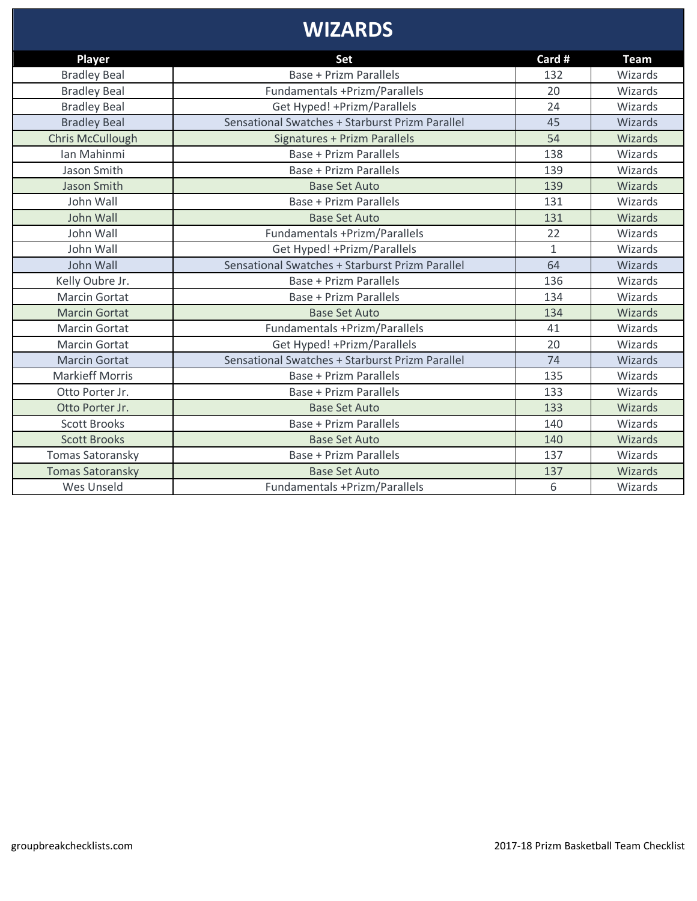# WIZARDS

| Player | Set | Card # | Team |
|---|---|---|---|
| Bradley Beal | Base + Prizm Parallels | 132 | Wizards |
| Bradley Beal | Fundamentals +Prizm/Parallels | 20 | Wizards |
| Bradley Beal | Get Hyped! +Prizm/Parallels | 24 | Wizards |
| Bradley Beal | Sensational Swatches + Starburst Prizm Parallel | 45 | Wizards |
| Chris McCullough | Signatures + Prizm Parallels | 54 | Wizards |
| Ian Mahinmi | Base + Prizm Parallels | 138 | Wizards |
| Jason Smith | Base + Prizm Parallels | 139 | Wizards |
| Jason Smith | Base Set Auto | 139 | Wizards |
| John Wall | Base + Prizm Parallels | 131 | Wizards |
| John Wall | Base Set Auto | 131 | Wizards |
| John Wall | Fundamentals +Prizm/Parallels | 22 | Wizards |
| John Wall | Get Hyped! +Prizm/Parallels | 1 | Wizards |
| John Wall | Sensational Swatches + Starburst Prizm Parallel | 64 | Wizards |
| Kelly Oubre Jr. | Base + Prizm Parallels | 136 | Wizards |
| Marcin Gortat | Base + Prizm Parallels | 134 | Wizards |
| Marcin Gortat | Base Set Auto | 134 | Wizards |
| Marcin Gortat | Fundamentals +Prizm/Parallels | 41 | Wizards |
| Marcin Gortat | Get Hyped! +Prizm/Parallels | 20 | Wizards |
| Marcin Gortat | Sensational Swatches + Starburst Prizm Parallel | 74 | Wizards |
| Markieff Morris | Base + Prizm Parallels | 135 | Wizards |
| Otto Porter Jr. | Base + Prizm Parallels | 133 | Wizards |
| Otto Porter Jr. | Base Set Auto | 133 | Wizards |
| Scott Brooks | Base + Prizm Parallels | 140 | Wizards |
| Scott Brooks | Base Set Auto | 140 | Wizards |
| Tomas Satoransky | Base + Prizm Parallels | 137 | Wizards |
| Tomas Satoransky | Base Set Auto | 137 | Wizards |
| Wes Unseld | Fundamentals +Prizm/Parallels | 6 | Wizards |

groupbreakchecklists.com

2017-18 Prizm Basketball Team Checklist